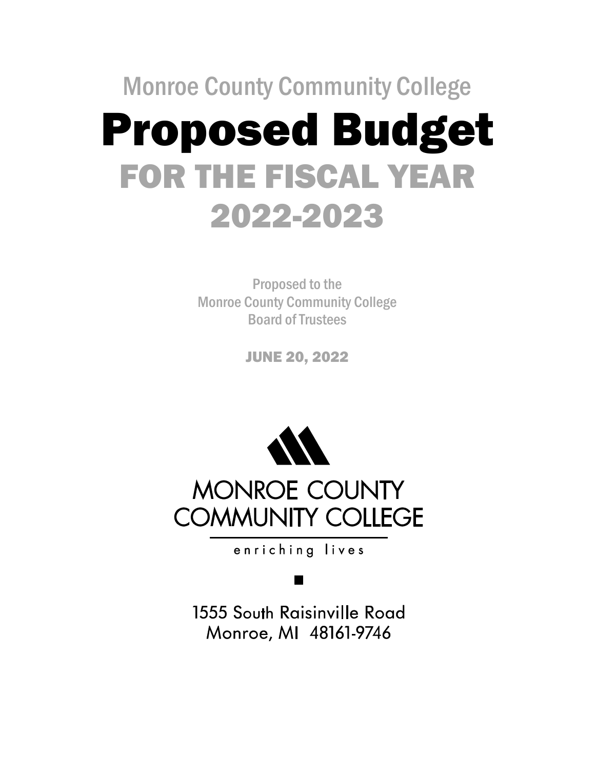Monroe County Community College

# Proposed Budget

## FOR THE FISCAL YEAR 2022-2023

Proposed to the
Monroe County Community College
Board of Trustees

**JUNE 20, 2022**

MONROE COUNTY
COMMUNITY COLLEGE

enriching lives

1555 South Raisinville Road
Monroe, MI 48161-9746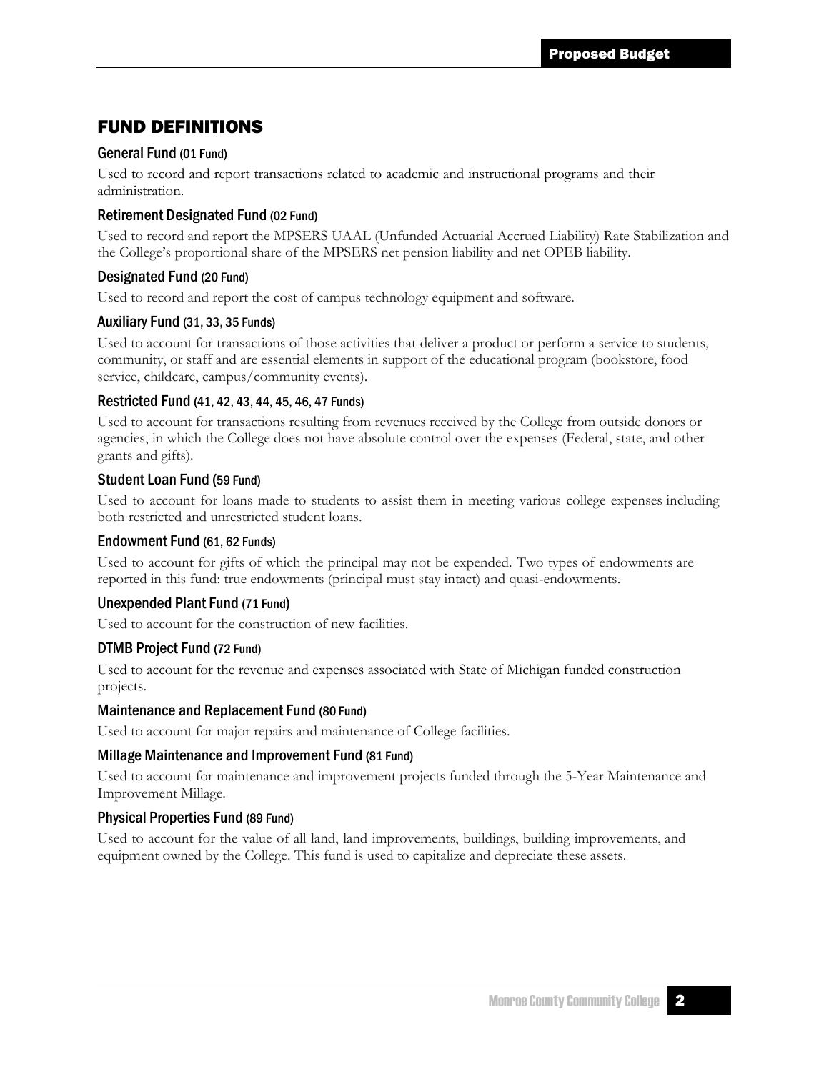# FUND DEFINITIONS

### General Fund (01 Fund)

Used to record and report transactions related to academic and instructional programs and their administration.

### Retirement Designated Fund (02 Fund)

Used to record and report the MPSERS UAAL (Unfunded Actuarial Accrued Liability) Rate Stabilization and the College's proportional share of the MPSERS net pension liability and net OPEB liability.

### Designated Fund (20 Fund)

Used to record and report the cost of campus technology equipment and software.

### Auxiliary Fund (31, 33, 35 Funds)

Used to account for transactions of those activities that deliver a product or perform a service to students, community, or staff and are essential elements in support of the educational program (bookstore, food service, childcare, campus/community events).

### Restricted Fund (41, 42, 43, 44, 45, 46, 47 Funds)

Used to account for transactions resulting from revenues received by the College from outside donors or agencies, in which the College does not have absolute control over the expenses (Federal, state, and other grants and gifts).

### Student Loan Fund (59 Fund)

Used to account for loans made to students to assist them in meeting various college expenses including both restricted and unrestricted student loans.

### Endowment Fund (61, 62 Funds)

Used to account for gifts of which the principal may not be expended. Two types of endowments are reported in this fund: true endowments (principal must stay intact) and quasi-endowments.

### Unexpended Plant Fund (71 Fund)

Used to account for the construction of new facilities.

### DTMB Project Fund (72 Fund)

Used to account for the revenue and expenses associated with State of Michigan funded construction projects.

### Maintenance and Replacement Fund (80 Fund)

Used to account for major repairs and maintenance of College facilities.

### Millage Maintenance and Improvement Fund (81 Fund)

Used to account for maintenance and improvement projects funded through the 5-Year Maintenance and Improvement Millage.

### Physical Properties Fund (89 Fund)

Used to account for the value of all land, land improvements, buildings, building improvements, and equipment owned by the College. This fund is used to capitalize and depreciate these assets.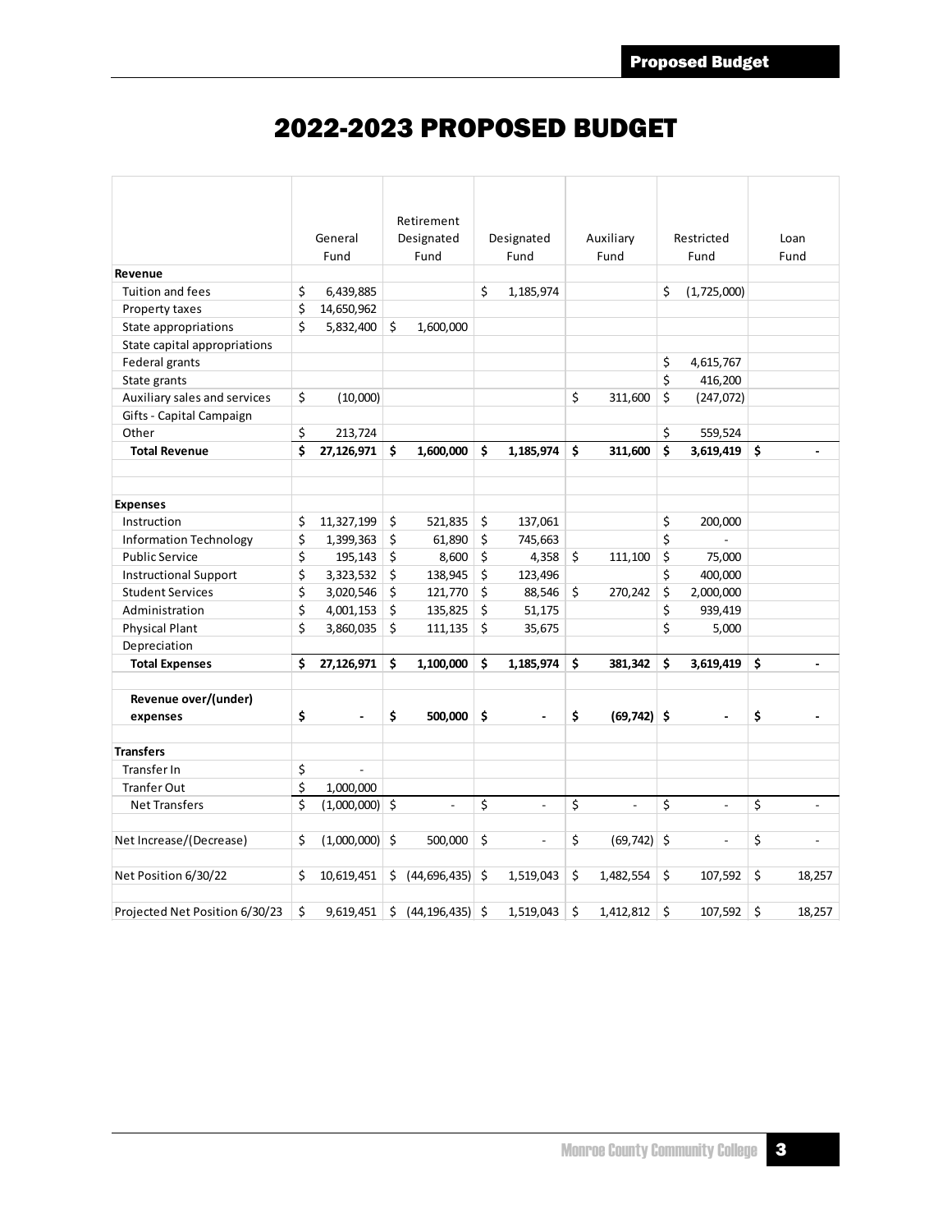# 2022-2023 PROPOSED BUDGET

| | General Fund | Retirement Designated Fund | Designated Fund | Auxiliary Fund | Restricted Fund | Loan Fund |
|---|---|---|---|---|---|---|
| **Revenue** | | | | | | |
| Tuition and fees | $ 6,439,885 | | $ 1,185,974 | | $ (1,725,000) | |
| Property taxes | $ 14,650,962 | | | | | |
| State appropriations | $ 5,832,400 | $ 1,600,000 | | | | |
| State capital appropriations | | | | | | |
| Federal grants | | | | | $ 4,615,767 | |
| State grants | | | | | $ 416,200 | |
| Auxiliary sales and services | $ (10,000) | | | $ 311,600 | $ (247,072) | |
| Gifts - Capital Campaign | | | | | | |
| Other | $ 213,724 | | | | $ 559,524 | |
| **Total Revenue** | **$ 27,126,971** | **$ 1,600,000** | **$ 1,185,974** | **$ 311,600** | **$ 3,619,419** | **$ -** |
| | | | | | | |
| **Expenses** | | | | | | |
| Instruction | $ 11,327,199 | $ 521,835 | $ 137,061 | | $ 200,000 | |
| Information Technology | $ 1,399,363 | $ 61,890 | $ 745,663 | | $ - | |
| Public Service | $ 195,143 | $ 8,600 | $ 4,358 | $ 111,100 | $ 75,000 | |
| Instructional Support | $ 3,323,532 | $ 138,945 | $ 123,496 | | $ 400,000 | |
| Student Services | $ 3,020,546 | $ 121,770 | $ 88,546 | $ 270,242 | $ 2,000,000 | |
| Administration | $ 4,001,153 | $ 135,825 | $ 51,175 | | $ 939,419 | |
| Physical Plant | $ 3,860,035 | $ 111,135 | $ 35,675 | | $ 5,000 | |
| Depreciation | | | | | | |
| **Total Expenses** | **$ 27,126,971** | **$ 1,100,000** | **$ 1,185,974** | **$ 381,342** | **$ 3,619,419** | **$ -** |
| | | | | | | |
| **Revenue over/(under) expenses** | **$ -** | **$ 500,000** | **$ -** | **$ (69,742)** | **$ -** | **$ -** |
| | | | | | | |
| **Transfers** | | | | | | |
| Transfer In | $ - | | | | | |
| Tranfer Out | $ 1,000,000 | | | | | |
| Net Transfers | $ (1,000,000) | $ - | $ - | $ - | $ - | $ - |
| | | | | | | |
| Net Increase/(Decrease) | $ (1,000,000) | $ 500,000 | $ - | $ (69,742) | $ - | $ - |
| | | | | | | |
| Net Position 6/30/22 | $ 10,619,451 | $ (44,696,435) | $ 1,519,043 | $ 1,482,554 | $ 107,592 | $ 18,257 |
| | | | | | | |
| Projected Net Position 6/30/23 | $ 9,619,451 | $ (44,196,435) | $ 1,519,043 | $ 1,412,812 | $ 107,592 | $ 18,257 |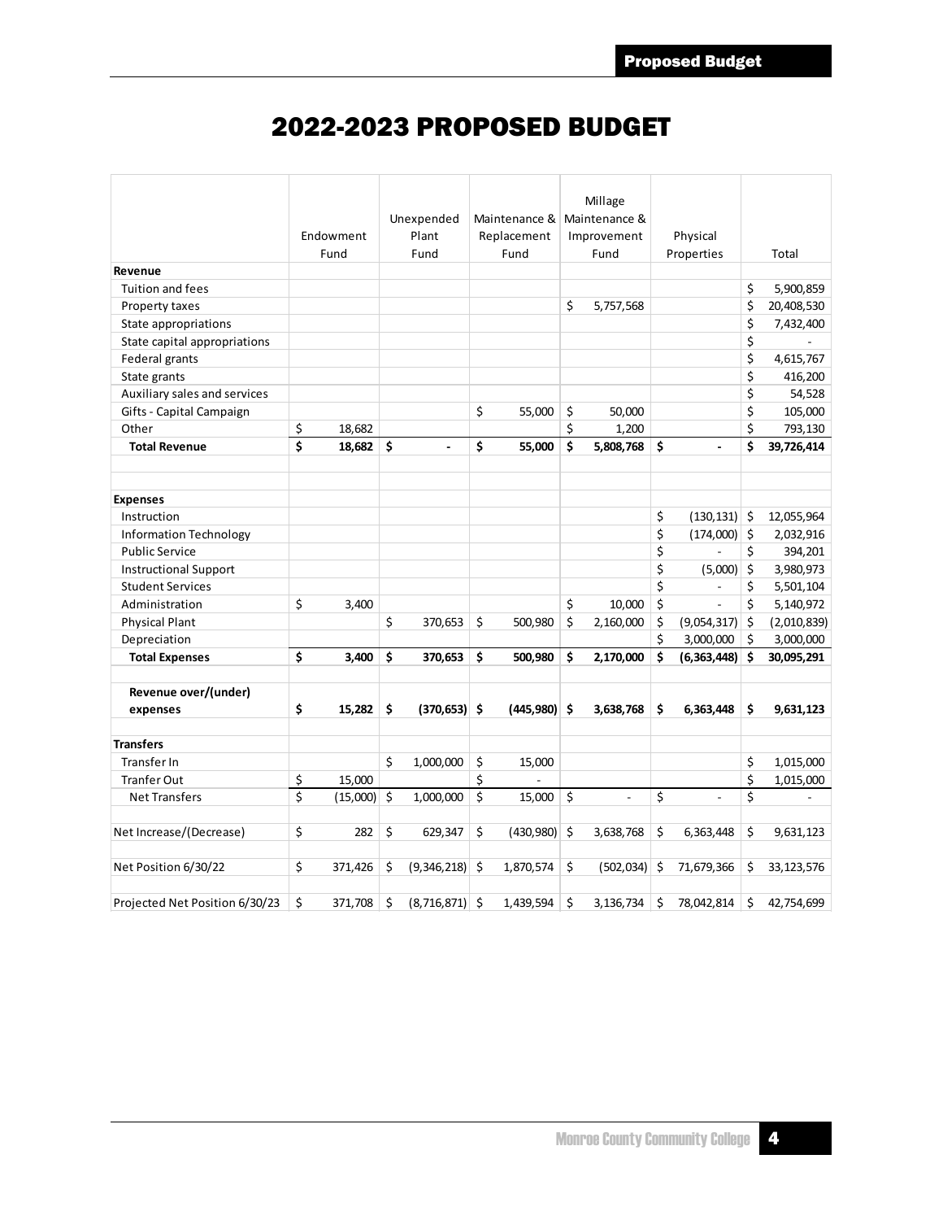# 2022-2023 PROPOSED BUDGET

| | Endowment Fund | Unexpended Plant Fund | Maintenance & Replacement Fund | Millage Maintenance & Improvement Fund | Physical Properties | Total |
|---|---|---|---|---|---|---|
| **Revenue** | | | | | | |
| Tuition and fees | | | | | | $ 5,900,859 |
| Property taxes | | | | $ 5,757,568 | | $ 20,408,530 |
| State appropriations | | | | | | $ 7,432,400 |
| State capital appropriations | | | | | | $ - |
| Federal grants | | | | | | $ 4,615,767 |
| State grants | | | | | | $ 416,200 |
| Auxiliary sales and services | | | | | | $ 54,528 |
| Gifts - Capital Campaign | | | $ 55,000 | $ 50,000 | | $ 105,000 |
| Other | $ 18,682 | | | $ 1,200 | | $ 793,130 |
| **Total Revenue** | **$ 18,682** | **$ -** | **$ 55,000** | **$ 5,808,768** | **$ -** | **$ 39,726,414** |
| | | | | | | |
| **Expenses** | | | | | | |
| Instruction | | | | | $ (130,131) | $ 12,055,964 |
| Information Technology | | | | | $ (174,000) | $ 2,032,916 |
| Public Service | | | | | $ - | $ 394,201 |
| Instructional Support | | | | | $ (5,000) | $ 3,980,973 |
| Student Services | | | | | $ - | $ 5,501,104 |
| Administration | $ 3,400 | | | $ 10,000 | $ - | $ 5,140,972 |
| Physical Plant | | $ 370,653 | $ 500,980 | $ 2,160,000 | $ (9,054,317) | $ (2,010,839) |
| Depreciation | | | | | $ 3,000,000 | $ 3,000,000 |
| **Total Expenses** | **$ 3,400** | **$ 370,653** | **$ 500,980** | **$ 2,170,000** | **$ (6,363,448)** | **$ 30,095,291** |
| | | | | | | |
| **Revenue over/(under) expenses** | **$ 15,282** | **$ (370,653)** | **$ (445,980)** | **$ 3,638,768** | **$ 6,363,448** | **$ 9,631,123** |
| | | | | | | |
| **Transfers** | | | | | | |
| Transfer In | | $ 1,000,000 | $ 15,000 | | | $ 1,015,000 |
| Trafer Out | $ 15,000 | | $ - | | | $ 1,015,000 |
| Net Transfers | $ (15,000) | $ 1,000,000 | $ 15,000 | $ - | $ - | $ - |
| | | | | | | |
| Net Increase/(Decrease) | $ 282 | $ 629,347 | $ (430,980) | $ 3,638,768 | $ 6,363,448 | $ 9,631,123 |
| | | | | | | |
| Net Position 6/30/22 | $ 371,426 | $ (9,346,218) | $ 1,870,574 | $ (502,034) | $ 71,679,366 | $ 33,123,576 |
| | | | | | | |
| Projected Net Position 6/30/23 | $ 371,708 | $ (8,716,871) | $ 1,439,594 | $ 3,136,734 | $ 78,042,814 | $ 42,754,699 |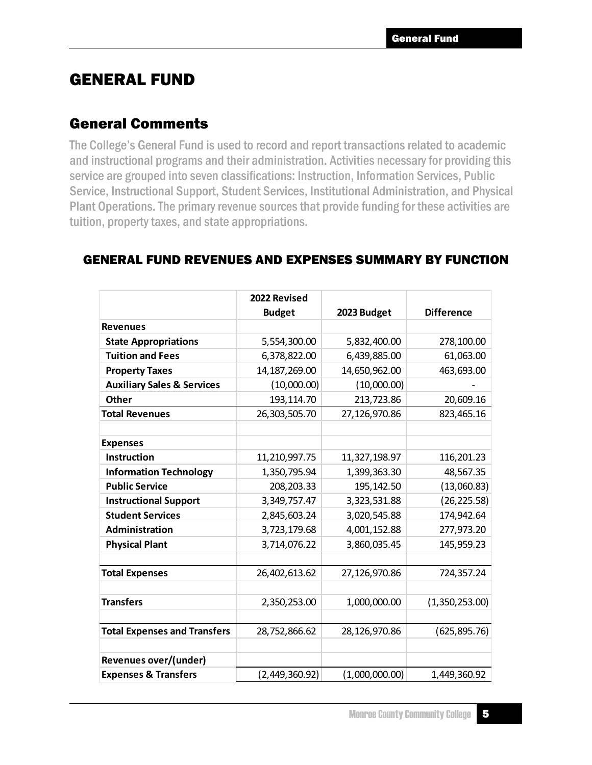# GENERAL FUND

## General Comments

The College's General Fund is used to record and report transactions related to academic and instructional programs and their administration. Activities necessary for providing this service are grouped into seven classifications: Instruction, Information Services, Public Service, Instructional Support, Student Services, Institutional Administration, and Physical Plant Operations. The primary revenue sources that provide funding for these activities are tuition, property taxes, and state appropriations.

### GENERAL FUND REVENUES AND EXPENSES SUMMARY BY FUNCTION

| | 2022 Revised Budget | 2023 Budget | Difference |
|---|---|---|---|
| **Revenues** | | | |
| **State Appropriations** | 5,554,300.00 | 5,832,400.00 | 278,100.00 |
| **Tuition and Fees** | 6,378,822.00 | 6,439,885.00 | 61,063.00 |
| **Property Taxes** | 14,187,269.00 | 14,650,962.00 | 463,693.00 |
| **Auxiliary Sales & Services** | (10,000.00) | (10,000.00) | - |
| **Other** | 193,114.70 | 213,723.86 | 20,609.16 |
| **Total Revenues** | 26,303,505.70 | 27,126,970.86 | 823,465.16 |
| | | | |
| **Expenses** | | | |
| **Instruction** | 11,210,997.75 | 11,327,198.97 | 116,201.23 |
| **Information Technology** | 1,350,795.94 | 1,399,363.30 | 48,567.35 |
| **Public Service** | 208,203.33 | 195,142.50 | (13,060.83) |
| **Instructional Support** | 3,349,757.47 | 3,323,531.88 | (26,225.58) |
| **Student Services** | 2,845,603.24 | 3,020,545.88 | 174,942.64 |
| **Administration** | 3,723,179.68 | 4,001,152.88 | 277,973.20 |
| **Physical Plant** | 3,714,076.22 | 3,860,035.45 | 145,959.23 |
| | | | |
| **Total Expenses** | 26,402,613.62 | 27,126,970.86 | 724,357.24 |
| | | | |
| **Transfers** | 2,350,253.00 | 1,000,000.00 | (1,350,253.00) |
| | | | |
| **Total Expenses and Transfers** | 28,752,866.62 | 28,126,970.86 | (625,895.76) |
| | | | |
| **Revenues over/(under) Expenses & Transfers** | (2,449,360.92) | (1,000,000.00) | 1,449,360.92 |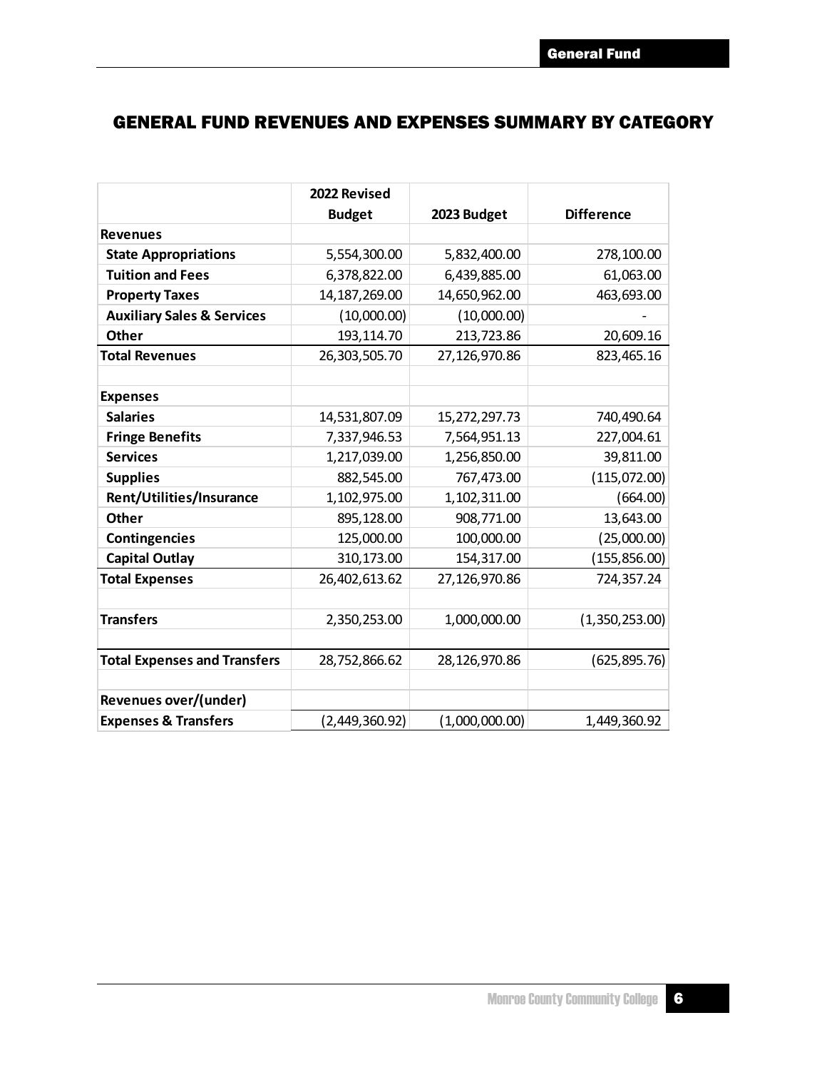# GENERAL FUND REVENUES AND EXPENSES SUMMARY BY CATEGORY

| | 2022 Revised Budget | 2023 Budget | Difference |
|---|---|---|---|
| **Revenues** | | | |
| **State Appropriations** | 5,554,300.00 | 5,832,400.00 | 278,100.00 |
| **Tuition and Fees** | 6,378,822.00 | 6,439,885.00 | 61,063.00 |
| **Property Taxes** | 14,187,269.00 | 14,650,962.00 | 463,693.00 |
| **Auxiliary Sales & Services** | (10,000.00) | (10,000.00) | - |
| **Other** | 193,114.70 | 213,723.86 | 20,609.16 |
| **Total Revenues** | 26,303,505.70 | 27,126,970.86 | 823,465.16 |
| | | | |
| **Expenses** | | | |
| **Salaries** | 14,531,807.09 | 15,272,297.73 | 740,490.64 |
| **Fringe Benefits** | 7,337,946.53 | 7,564,951.13 | 227,004.61 |
| **Services** | 1,217,039.00 | 1,256,850.00 | 39,811.00 |
| **Supplies** | 882,545.00 | 767,473.00 | (115,072.00) |
| **Rent/Utilities/Insurance** | 1,102,975.00 | 1,102,311.00 | (664.00) |
| **Other** | 895,128.00 | 908,771.00 | 13,643.00 |
| **Contingencies** | 125,000.00 | 100,000.00 | (25,000.00) |
| **Capital Outlay** | 310,173.00 | 154,317.00 | (155,856.00) |
| **Total Expenses** | 26,402,613.62 | 27,126,970.86 | 724,357.24 |
| | | | |
| **Transfers** | 2,350,253.00 | 1,000,000.00 | (1,350,253.00) |
| | | | |
| **Total Expenses and Transfers** | 28,752,866.62 | 28,126,970.86 | (625,895.76) |
| | | | |
| **Revenues over/(under)** | | | |
| **Expenses & Transfers** | (2,449,360.92) | (1,000,000.00) | 1,449,360.92 |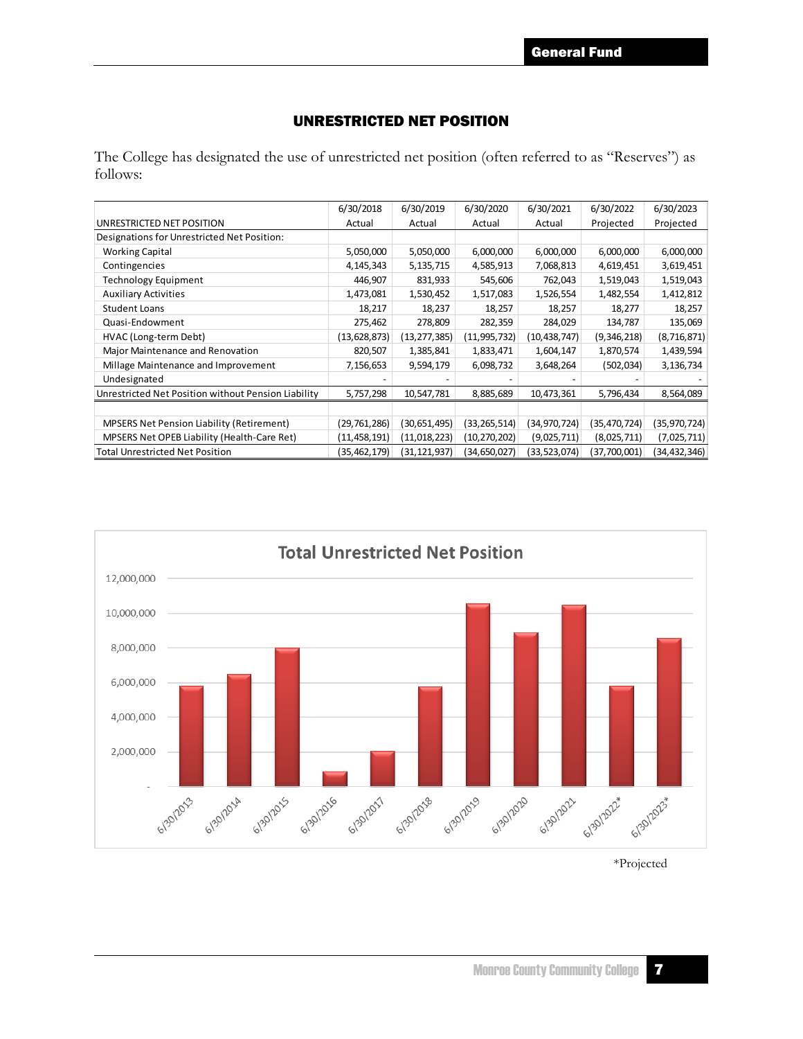## UNRESTRICTED NET POSITION

The College has designated the use of unrestricted net position (often referred to as "Reserves") as follows:

| UNRESTRICTED NET POSITION | 6/30/2018 Actual | 6/30/2019 Actual | 6/30/2020 Actual | 6/30/2021 Actual | 6/30/2022 Projected | 6/30/2023 Projected |
|---|---|---|---|---|---|---|
| Designations for Unrestricted Net Position: | | | | | | |
| Working Capital | 5,050,000 | 5,050,000 | 6,000,000 | 6,000,000 | 6,000,000 | 6,000,000 |
| Contingencies | 4,145,343 | 5,135,715 | 4,585,913 | 7,068,813 | 4,619,451 | 3,619,451 |
| Technology Equipment | 446,907 | 831,933 | 545,606 | 762,043 | 1,519,043 | 1,519,043 |
| Auxiliary Activities | 1,473,081 | 1,530,452 | 1,517,083 | 1,526,554 | 1,482,554 | 1,412,812 |
| Student Loans | 18,217 | 18,237 | 18,257 | 18,257 | 18,277 | 18,257 |
| Quasi-Endowment | 275,462 | 278,809 | 282,359 | 284,029 | 134,787 | 135,069 |
| HVAC (Long-term Debt) | (13,628,873) | (13,277,385) | (11,995,732) | (10,438,747) | (9,346,218) | (8,716,871) |
| Major Maintenance and Renovation | 820,507 | 1,385,841 | 1,833,471 | 1,604,147 | 1,870,574 | 1,439,594 |
| Millage Maintenance and Improvement | 7,156,653 | 9,594,179 | 6,098,732 | 3,648,264 | (502,034) | 3,136,734 |
| Undesignated | - | - | - | - | - | - |
| Unrestricted Net Position without Pension Liability | 5,757,298 | 10,547,781 | 8,885,689 | 10,473,361 | 5,796,434 | 8,564,089 |
| | | | | | | |
| MPSERS Net Pension Liability (Retirement) | (29,761,286) | (30,651,495) | (33,265,514) | (34,970,724) | (35,470,724) | (35,970,724) |
| MPSERS Net OPEB Liability (Health-Care Ret) | (11,458,191) | (11,018,223) | (10,270,202) | (9,025,711) | (8,025,711) | (7,025,711) |
| Total Unrestricted Net Position | (35,462,179) | (31,121,937) | (34,650,027) | (33,523,074) | (37,700,001) | (34,432,346) |

**Total Unrestricted Net Position**

| Year | Total Unrestricted Net Position (approx.) |
|---|---|
| 6/30/2013 | 5,800,000 |
| 6/30/2014 | 6,500,000 |
| 6/30/2015 | 8,000,000 |
| 6/30/2016 | 900,000 |
| 6/30/2017 | 2,050,000 |
| 6/30/2018 | 5,757,298 |
| 6/30/2019 | 10,547,781 |
| 6/30/2020 | 8,885,689 |
| 6/30/2021 | 10,473,361 |
| 6/30/2022* | 5,796,434 |
| 6/30/2023* | 8,564,089 |

*Projected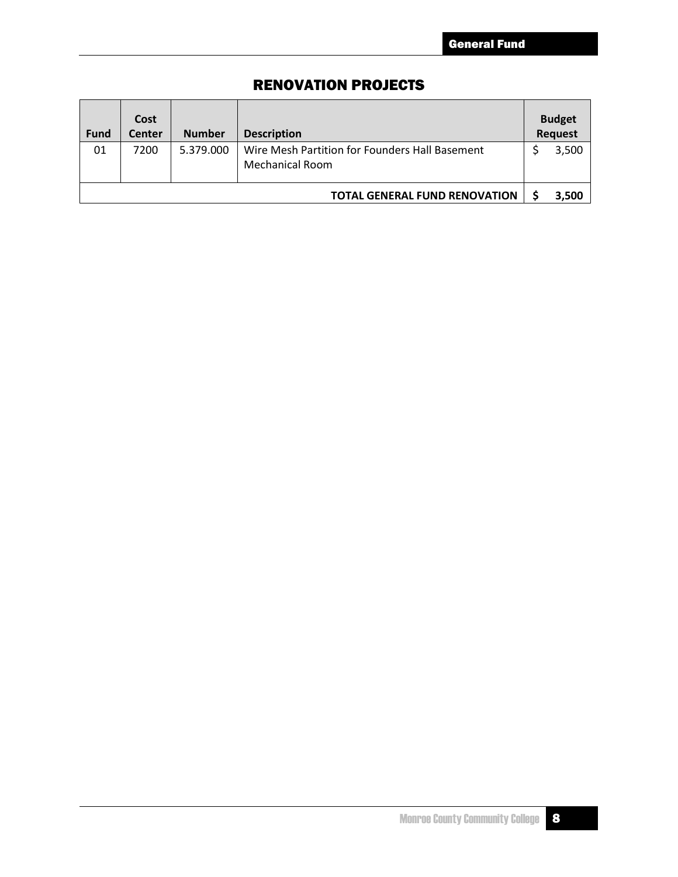# RENOVATION PROJECTS

| Fund | Cost Center | Number | Description | Budget Request |
|---|---|---|---|---|
| 01 | 7200 | 5.379.000 | Wire Mesh Partition for Founders Hall Basement Mechanical Room | $ 3,500 |
| | | | **TOTAL GENERAL FUND RENOVATION** | **$ 3,500** |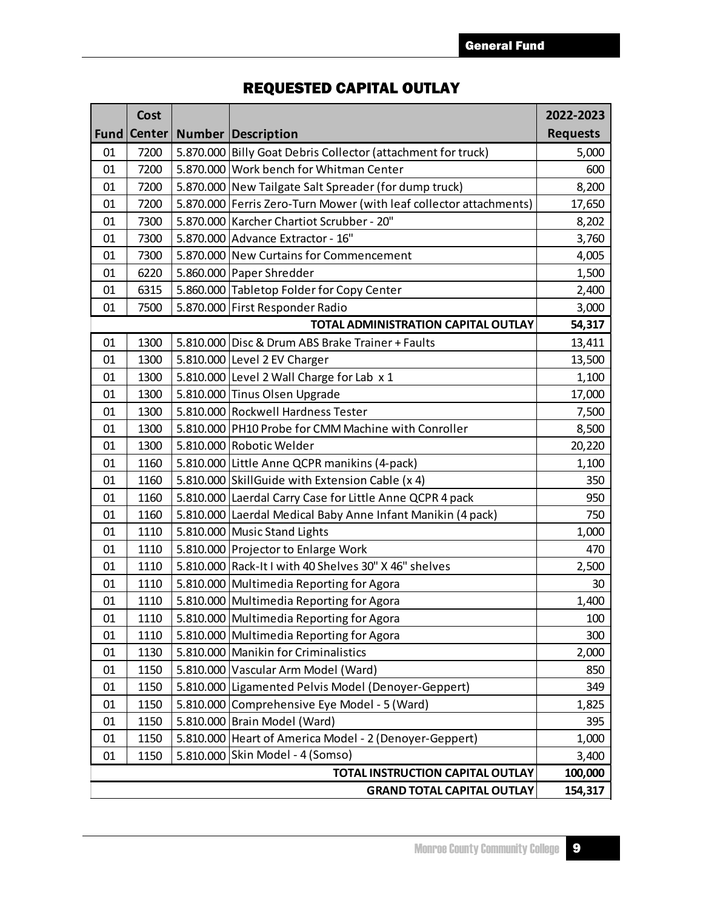# REQUESTED CAPITAL OUTLAY

| Fund | Cost Center | Number | Description | 2022-2023 Requests |
|---|---|---|---|---|
| 01 | 7200 | 5.870.000 | Billy Goat Debris Collector (attachment for truck) | 5,000 |
| 01 | 7200 | 5.870.000 | Work bench for Whitman Center | 600 |
| 01 | 7200 | 5.870.000 | New Tailgate Salt Spreader (for dump truck) | 8,200 |
| 01 | 7200 | 5.870.000 | Ferris Zero-Turn Mower (with leaf collector attachments) | 17,650 |
| 01 | 7300 | 5.870.000 | Karcher Chartiot Scrubber - 20" | 8,202 |
| 01 | 7300 | 5.870.000 | Advance Extractor - 16" | 3,760 |
| 01 | 7300 | 5.870.000 | New Curtains for Commencement | 4,005 |
| 01 | 6220 | 5.860.000 | Paper Shredder | 1,500 |
| 01 | 6315 | 5.860.000 | Tabletop Folder for Copy Center | 2,400 |
| 01 | 7500 | 5.870.000 | First Responder Radio | 3,000 |
| | | | **TOTAL ADMINISTRATION CAPITAL OUTLAY** | **54,317** |
| 01 | 1300 | 5.810.000 | Disc & Drum ABS Brake Trainer + Faults | 13,411 |
| 01 | 1300 | 5.810.000 | Level 2 EV Charger | 13,500 |
| 01 | 1300 | 5.810.000 | Level 2 Wall Charge for Lab x 1 | 1,100 |
| 01 | 1300 | 5.810.000 | Tinus Olsen Upgrade | 17,000 |
| 01 | 1300 | 5.810.000 | Rockwell Hardness Tester | 7,500 |
| 01 | 1300 | 5.810.000 | PH10 Probe for CMM Machine with Conroller | 8,500 |
| 01 | 1300 | 5.810.000 | Robotic Welder | 20,220 |
| 01 | 1160 | 5.810.000 | Little Anne QCPR manikins (4-pack) | 1,100 |
| 01 | 1160 | 5.810.000 | SkillGuide with Extension Cable (x 4) | 350 |
| 01 | 1160 | 5.810.000 | Laerdal Carry Case for Little Anne QCPR 4 pack | 950 |
| 01 | 1160 | 5.810.000 | Laerdal Medical Baby Anne Infant Manikin (4 pack) | 750 |
| 01 | 1110 | 5.810.000 | Music Stand Lights | 1,000 |
| 01 | 1110 | 5.810.000 | Projector to Enlarge Work | 470 |
| 01 | 1110 | 5.810.000 | Rack-It I with 40 Shelves 30" X 46" shelves | 2,500 |
| 01 | 1110 | 5.810.000 | Multimedia Reporting for Agora | 30 |
| 01 | 1110 | 5.810.000 | Multimedia Reporting for Agora | 1,400 |
| 01 | 1110 | 5.810.000 | Multimedia Reporting for Agora | 100 |
| 01 | 1110 | 5.810.000 | Multimedia Reporting for Agora | 300 |
| 01 | 1130 | 5.810.000 | Manikin for Criminalistics | 2,000 |
| 01 | 1150 | 5.810.000 | Vascular Arm Model (Ward) | 850 |
| 01 | 1150 | 5.810.000 | Ligamented Pelvis Model (Denoyer-Geppert) | 349 |
| 01 | 1150 | 5.810.000 | Comprehensive Eye Model - 5 (Ward) | 1,825 |
| 01 | 1150 | 5.810.000 | Brain Model (Ward) | 395 |
| 01 | 1150 | 5.810.000 | Heart of America Model - 2 (Denoyer-Geppert) | 1,000 |
| 01 | 1150 | 5.810.000 | Skin Model - 4 (Somso) | 3,400 |
| | | | **TOTAL INSTRUCTION CAPITAL OUTLAY** | **100,000** |
| | | | **GRAND TOTAL CAPITAL OUTLAY** | **154,317** |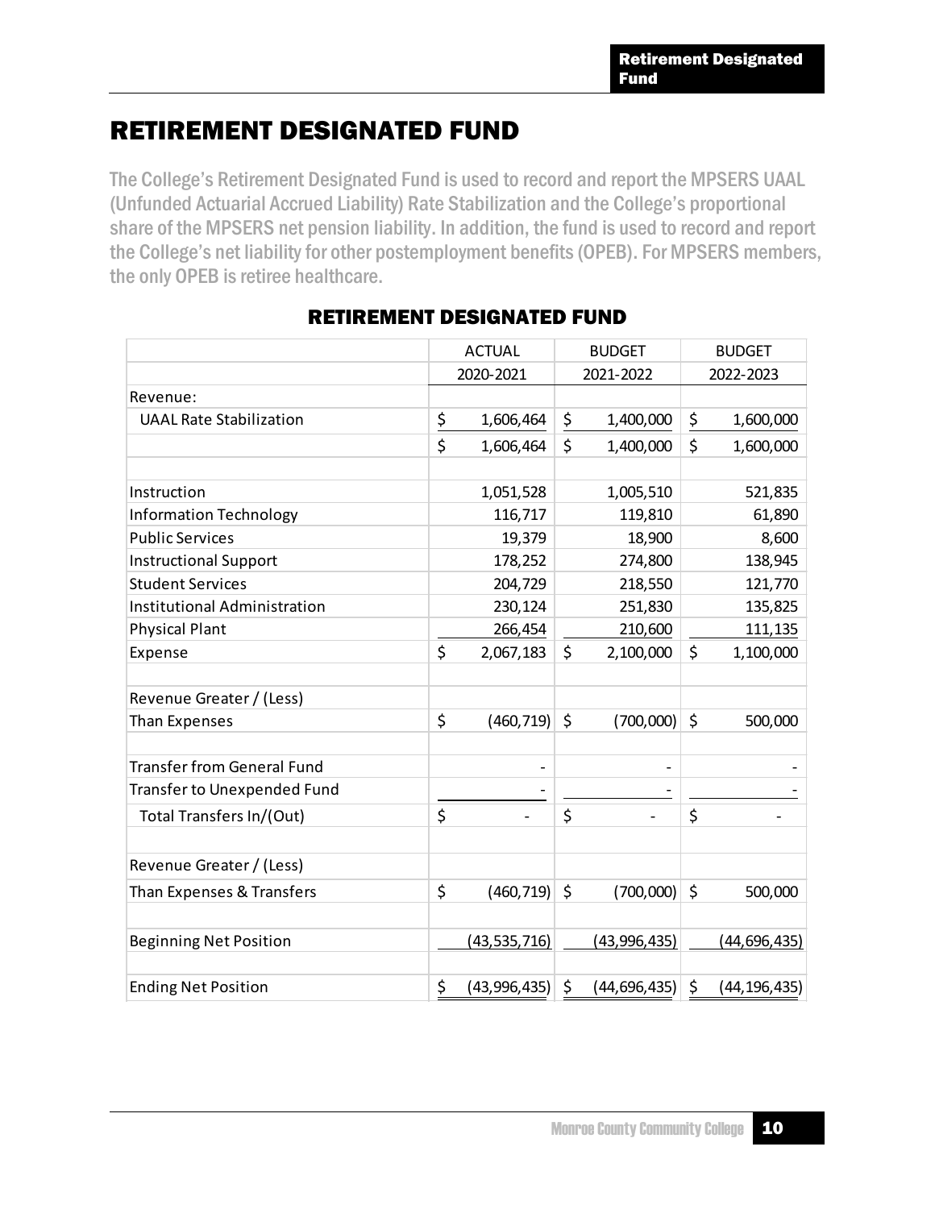# RETIREMENT DESIGNATED FUND

The College's Retirement Designated Fund is used to record and report the MPSERS UAAL (Unfunded Actuarial Accrued Liability) Rate Stabilization and the College's proportional share of the MPSERS net pension liability. In addition, the fund is used to record and report the College's net liability for other postemployment benefits (OPEB). For MPSERS members, the only OPEB is retiree healthcare.

## RETIREMENT DESIGNATED FUND

| | ACTUAL 2020-2021 | BUDGET 2021-2022 | BUDGET 2022-2023 |
|---|---|---|---|
| Revenue: | | | |
| UAAL Rate Stabilization | $ 1,606,464 | $ 1,400,000 | $ 1,600,000 |
| | $ 1,606,464 | $ 1,400,000 | $ 1,600,000 |
| | | | |
| Instruction | 1,051,528 | 1,005,510 | 521,835 |
| Information Technology | 116,717 | 119,810 | 61,890 |
| Public Services | 19,379 | 18,900 | 8,600 |
| Instructional Support | 178,252 | 274,800 | 138,945 |
| Student Services | 204,729 | 218,550 | 121,770 |
| Institutional Administration | 230,124 | 251,830 | 135,825 |
| Physical Plant | 266,454 | 210,600 | 111,135 |
| Expense | $ 2,067,183 | $ 2,100,000 | $ 1,100,000 |
| | | | |
| Revenue Greater / (Less) Than Expenses | $ (460,719) | $ (700,000) | $ 500,000 |
| | | | |
| Transfer from General Fund | - | - | - |
| Transfer to Unexpended Fund | - | - | - |
| Total Transfers In/(Out) | $ - | $ - | $ - |
| | | | |
| Revenue Greater / (Less) Than Expenses & Transfers | $ (460,719) | $ (700,000) | $ 500,000 |
| | | | |
| Beginning Net Position | (43,535,716) | (43,996,435) | (44,696,435) |
| | | | |
| Ending Net Position | $ (43,996,435) | $ (44,696,435) | $ (44,196,435) |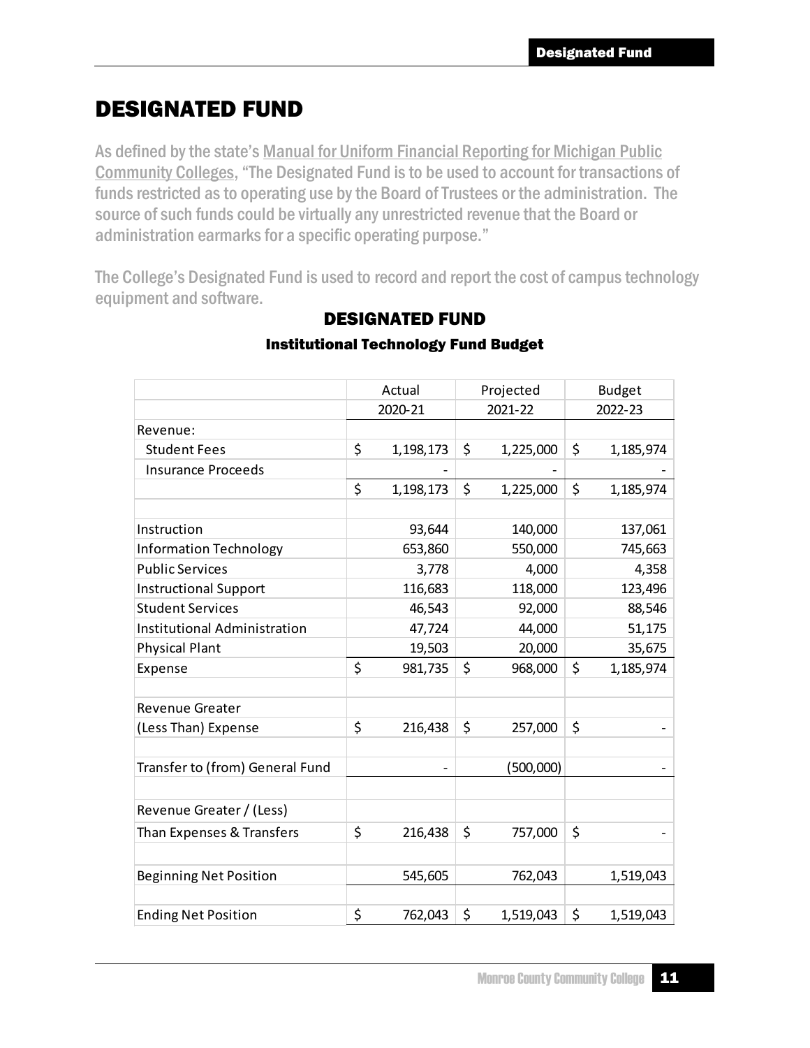# DESIGNATED FUND

As defined by the state's Manual for Uniform Financial Reporting for Michigan Public Community Colleges, "The Designated Fund is to be used to account for transactions of funds restricted as to operating use by the Board of Trustees or the administration. The source of such funds could be virtually any unrestricted revenue that the Board or administration earmarks for a specific operating purpose."

The College's Designated Fund is used to record and report the cost of campus technology equipment and software.

## DESIGNATED FUND

### Institutional Technology Fund Budget

| | Actual | Projected | Budget |
|---|---|---|---|
| | 2020-21 | 2021-22 | 2022-23 |
| Revenue: | | | |
| Student Fees | $ 1,198,173 | $ 1,225,000 | $ 1,185,974 |
| Insurance Proceeds | - | - | - |
| | $ 1,198,173 | $ 1,225,000 | $ 1,185,974 |
| | | | |
| Instruction | 93,644 | 140,000 | 137,061 |
| Information Technology | 653,860 | 550,000 | 745,663 |
| Public Services | 3,778 | 4,000 | 4,358 |
| Instructional Support | 116,683 | 118,000 | 123,496 |
| Student Services | 46,543 | 92,000 | 88,546 |
| Institutional Administration | 47,724 | 44,000 | 51,175 |
| Physical Plant | 19,503 | 20,000 | 35,675 |
| Expense | $ 981,735 | $ 968,000 | $ 1,185,974 |
| | | | |
| Revenue Greater (Less Than) Expense | $ 216,438 | $ 257,000 | $ - |
| | | | |
| Transfer to (from) General Fund | - | (500,000) | - |
| | | | |
| Revenue Greater / (Less) Than Expenses & Transfers | $ 216,438 | $ 757,000 | $ - |
| | | | |
| Beginning Net Position | 545,605 | 762,043 | 1,519,043 |
| | | | |
| Ending Net Position | $ 762,043 | $ 1,519,043 | $ 1,519,043 |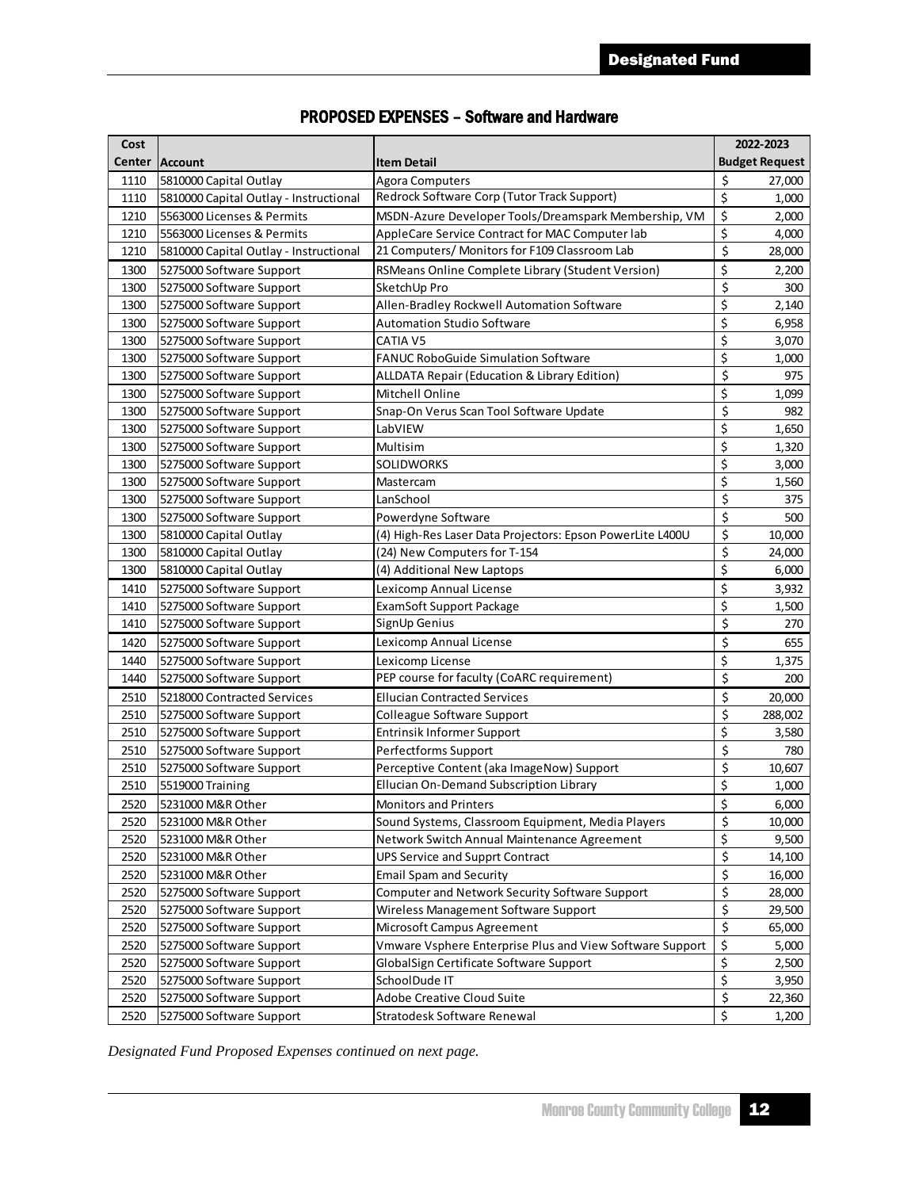## PROPOSED EXPENSES – Software and Hardware

| Cost Center | Account | Item Detail | 2022-2023 Budget Request |
|---|---|---|---|
| 1110 | 5810000 Capital Outlay | Agora Computers | $ 27,000 |
| 1110 | 5810000 Capital Outlay - Instructional | Redrock Software Corp (Tutor Track Support) | $ 1,000 |
| 1210 | 5563000 Licenses & Permits | MSDN-Azure Developer Tools/Dreamspark Membership, VM | $ 2,000 |
| 1210 | 5563000 Licenses & Permits | AppleCare Service Contract for MAC Computer lab | $ 4,000 |
| 1210 | 5810000 Capital Outlay - Instructional | 21 Computers/ Monitors for F109 Classroom Lab | $ 28,000 |
| 1300 | 5275000 Software Support | RSMeans Online Complete Library (Student Version) | $ 2,200 |
| 1300 | 5275000 Software Support | SketchUp Pro | $ 300 |
| 1300 | 5275000 Software Support | Allen-Bradley Rockwell Automation Software | $ 2,140 |
| 1300 | 5275000 Software Support | Automation Studio Software | $ 6,958 |
| 1300 | 5275000 Software Support | CATIA V5 | $ 3,070 |
| 1300 | 5275000 Software Support | FANUC RoboGuide Simulation Software | $ 1,000 |
| 1300 | 5275000 Software Support | ALLDATA Repair (Education & Library Edition) | $ 975 |
| 1300 | 5275000 Software Support | Mitchell Online | $ 1,099 |
| 1300 | 5275000 Software Support | Snap-On Verus Scan Tool Software Update | $ 982 |
| 1300 | 5275000 Software Support | LabVIEW | $ 1,650 |
| 1300 | 5275000 Software Support | Multisim | $ 1,320 |
| 1300 | 5275000 Software Support | SOLIDWORKS | $ 3,000 |
| 1300 | 5275000 Software Support | Mastercam | $ 1,560 |
| 1300 | 5275000 Software Support | LanSchool | $ 375 |
| 1300 | 5275000 Software Support | Powerdyne Software | $ 500 |
| 1300 | 5810000 Capital Outlay | (4) High-Res Laser Data Projectors: Epson PowerLite L400U | $ 10,000 |
| 1300 | 5810000 Capital Outlay | (24) New Computers for T-154 | $ 24,000 |
| 1300 | 5810000 Capital Outlay | (4) Additional New Laptops | $ 6,000 |
| 1410 | 5275000 Software Support | Lexicomp Annual License | $ 3,932 |
| 1410 | 5275000 Software Support | ExamSoft Support Package | $ 1,500 |
| 1410 | 5275000 Software Support | SignUp Genius | $ 270 |
| 1420 | 5275000 Software Support | Lexicomp Annual License | $ 655 |
| 1440 | 5275000 Software Support | Lexicomp License | $ 1,375 |
| 1440 | 5275000 Software Support | PEP course for faculty (CoARC requirement) | $ 200 |
| 2510 | 5218000 Contracted Services | Ellucian Contracted Services | $ 20,000 |
| 2510 | 5275000 Software Support | Colleague Software Support | $ 288,002 |
| 2510 | 5275000 Software Support | Entrinsik Informer Support | $ 3,580 |
| 2510 | 5275000 Software Support | Perfectforms Support | $ 780 |
| 2510 | 5275000 Software Support | Perceptive Content (aka ImageNow) Support | $ 10,607 |
| 2510 | 5519000 Training | Ellucian On-Demand Subscription Library | $ 1,000 |
| 2520 | 5231000 M&R Other | Monitors and Printers | $ 6,000 |
| 2520 | 5231000 M&R Other | Sound Systems, Classroom Equipment, Media Players | $ 10,000 |
| 2520 | 5231000 M&R Other | Network Switch Annual Maintenance Agreement | $ 9,500 |
| 2520 | 5231000 M&R Other | UPS Service and Supprt Contract | $ 14,100 |
| 2520 | 5231000 M&R Other | Email Spam and Security | $ 16,000 |
| 2520 | 5275000 Software Support | Computer and Network Security Software Support | $ 28,000 |
| 2520 | 5275000 Software Support | Wireless Management Software Support | $ 29,500 |
| 2520 | 5275000 Software Support | Microsoft Campus Agreement | $ 65,000 |
| 2520 | 5275000 Software Support | Vmware Vsphere Enterprise Plus and View Software Support | $ 5,000 |
| 2520 | 5275000 Software Support | GlobalSign Certificate Software Support | $ 2,500 |
| 2520 | 5275000 Software Support | SchoolDude IT | $ 3,950 |
| 2520 | 5275000 Software Support | Adobe Creative Cloud Suite | $ 22,360 |
| 2520 | 5275000 Software Support | Stratodesk Software Renewal | $ 1,200 |

*Designated Fund Proposed Expenses continued on next page.*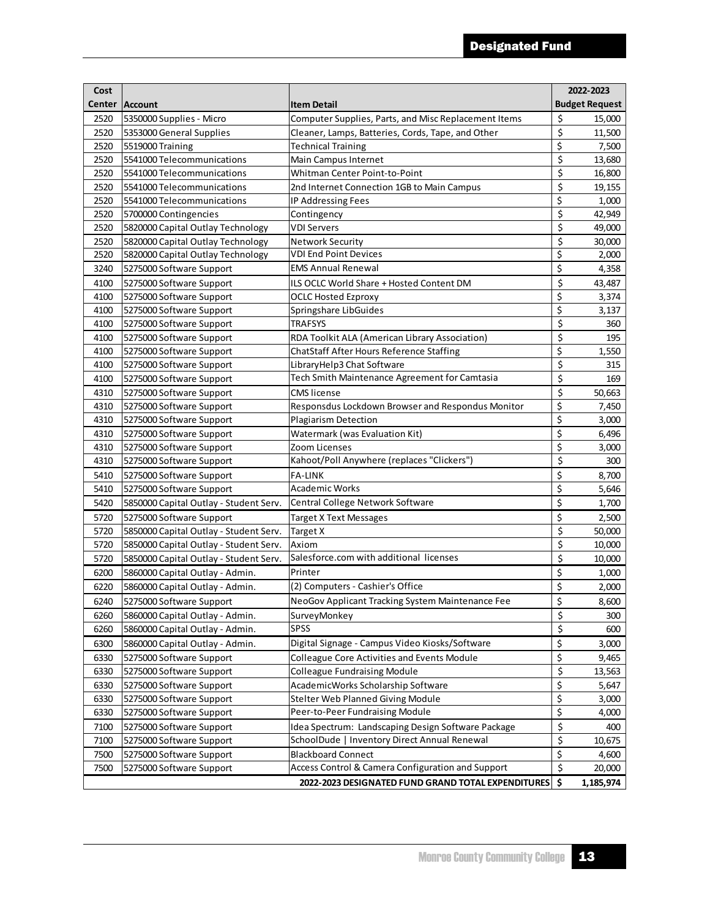## Designated Fund

| Cost Center | Account | Item Detail | 2022-2023 Budget Request |
|---|---|---|---|
| 2520 | 5350000 Supplies - Micro | Computer Supplies, Parts, and Misc Replacement Items | $ 15,000 |
| 2520 | 5353000 General Supplies | Cleaner, Lamps, Batteries, Cords, Tape, and Other | $ 11,500 |
| 2520 | 5519000 Training | Technical Training | $ 7,500 |
| 2520 | 5541000 Telecommunications | Main Campus Internet | $ 13,680 |
| 2520 | 5541000 Telecommunications | Whitman Center Point-to-Point | $ 16,800 |
| 2520 | 5541000 Telecommunications | 2nd Internet Connection 1GB to Main Campus | $ 19,155 |
| 2520 | 5541000 Telecommunications | IP Addressing Fees | $ 1,000 |
| 2520 | 5700000 Contingencies | Contingency | $ 42,949 |
| 2520 | 5820000 Capital Outlay Technology | VDI Servers | $ 49,000 |
| 2520 | 5820000 Capital Outlay Technology | Network Security | $ 30,000 |
| 2520 | 5820000 Capital Outlay Technology | VDI End Point Devices | $ 2,000 |
| 3240 | 5275000 Software Support | EMS Annual Renewal | $ 4,358 |
| 4100 | 5275000 Software Support | ILS OCLC World Share + Hosted Content DM | $ 43,487 |
| 4100 | 5275000 Software Support | OCLC Hosted Ezproxy | $ 3,374 |
| 4100 | 5275000 Software Support | Springshare LibGuides | $ 3,137 |
| 4100 | 5275000 Software Support | TRAFSYS | $ 360 |
| 4100 | 5275000 Software Support | RDA Toolkit ALA (American Library Association) | $ 195 |
| 4100 | 5275000 Software Support | ChatStaff After Hours Reference Staffing | $ 1,550 |
| 4100 | 5275000 Software Support | LibraryHelp3 Chat Software | $ 315 |
| 4100 | 5275000 Software Support | Tech Smith Maintenance Agreement for Camtasia | $ 169 |
| 4310 | 5275000 Software Support | CMS license | $ 50,663 |
| 4310 | 5275000 Software Support | Responsdus Lockdown Browser and Respondus Monitor | $ 7,450 |
| 4310 | 5275000 Software Support | Plagiarism Detection | $ 3,000 |
| 4310 | 5275000 Software Support | Watermark (was Evaluation Kit) | $ 6,496 |
| 4310 | 5275000 Software Support | Zoom Licenses | $ 3,000 |
| 4310 | 5275000 Software Support | Kahoot/Poll Anywhere (replaces "Clickers") | $ 300 |
| 5410 | 5275000 Software Support | FA-LINK | $ 8,700 |
| 5410 | 5275000 Software Support | Academic Works | $ 5,646 |
| 5420 | 5850000 Capital Outlay - Student Serv. | Central College Network Software | $ 1,700 |
| 5720 | 5275000 Software Support | Target X Text Messages | $ 2,500 |
| 5720 | 5850000 Capital Outlay - Student Serv. | Target X | $ 50,000 |
| 5720 | 5850000 Capital Outlay - Student Serv. | Axiom | $ 10,000 |
| 5720 | 5850000 Capital Outlay - Student Serv. | Salesforce.com with additional licenses | $ 10,000 |
| 6200 | 5860000 Capital Outlay - Admin. | Printer | $ 1,000 |
| 6220 | 5860000 Capital Outlay - Admin. | (2) Computers - Cashier's Office | $ 2,000 |
| 6240 | 5275000 Software Support | NeoGov Applicant Tracking System Maintenance Fee | $ 8,600 |
| 6260 | 5860000 Capital Outlay - Admin. | SurveyMonkey | $ 300 |
| 6260 | 5860000 Capital Outlay - Admin. | SPSS | $ 600 |
| 6300 | 5860000 Capital Outlay - Admin. | Digital Signage - Campus Video Kiosks/Software | $ 3,000 |
| 6330 | 5275000 Software Support | Colleague Core Activities and Events Module | $ 9,465 |
| 6330 | 5275000 Software Support | Colleague Fundraising Module | $ 13,563 |
| 6330 | 5275000 Software Support | AcademicWorks Scholarship Software | $ 5,647 |
| 6330 | 5275000 Software Support | Stelter Web Planned Giving Module | $ 3,000 |
| 6330 | 5275000 Software Support | Peer-to-Peer Fundraising Module | $ 4,000 |
| 7100 | 5275000 Software Support | Idea Spectrum: Landscaping Design Software Package | $ 400 |
| 7100 | 5275000 Software Support | SchoolDude \| Inventory Direct Annual Renewal | $ 10,675 |
| 7500 | 5275000 Software Support | Blackboard Connect | $ 4,600 |
| 7500 | 5275000 Software Support | Access Control & Camera Configuration and Support | $ 20,000 |
| | | **2022-2023 DESIGNATED FUND GRAND TOTAL EXPENDITURES** | **$ 1,185,974** |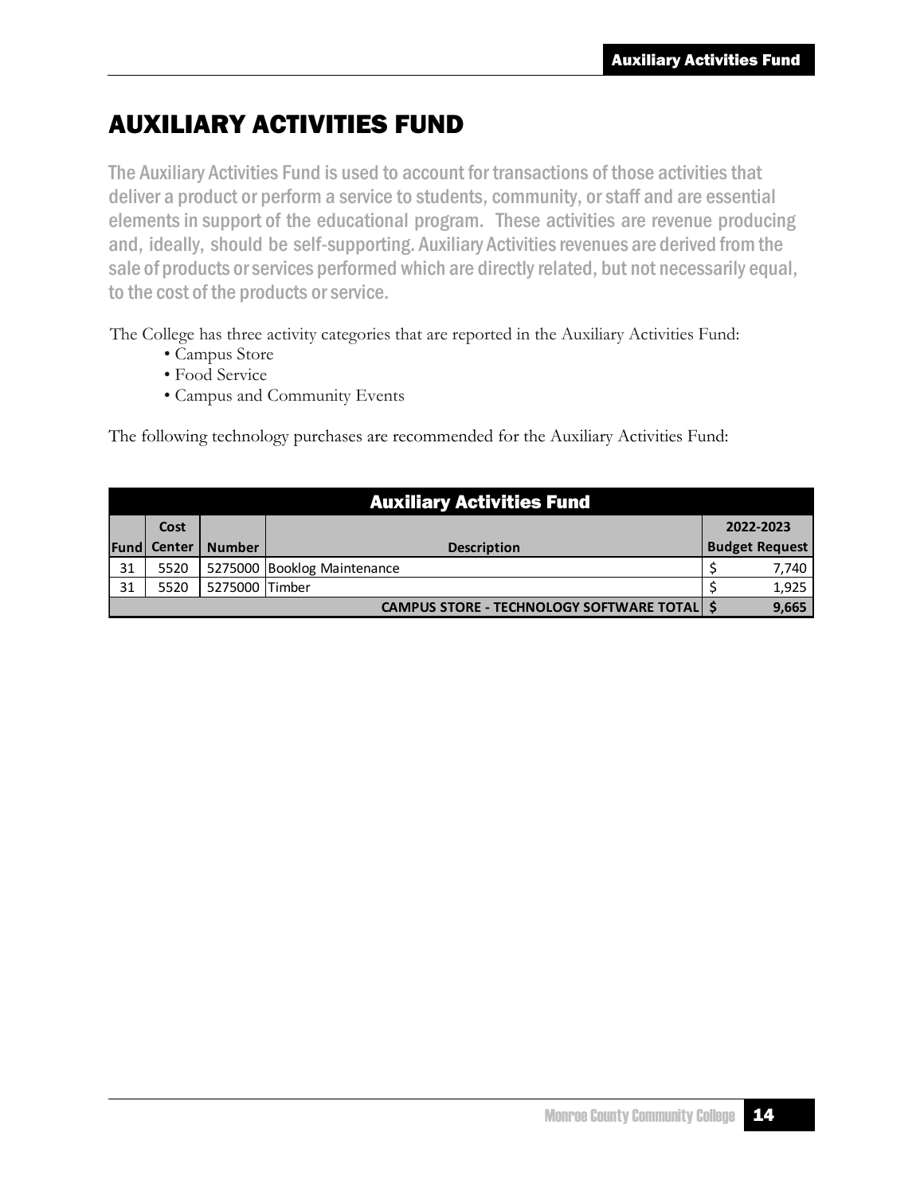# AUXILIARY ACTIVITIES FUND

The Auxiliary Activities Fund is used to account for transactions of those activities that deliver a product or perform a service to students, community, or staff and are essential elements in support of the educational program. These activities are revenue producing and, ideally, should be self-supporting. Auxiliary Activities revenues are derived from the sale of products or services performed which are directly related, but not necessarily equal, to the cost of the products or service.

The College has three activity categories that are reported in the Auxiliary Activities Fund:

- Campus Store
- Food Service
- Campus and Community Events

The following technology purchases are recommended for the Auxiliary Activities Fund:

| Auxiliary Activities Fund | | | | |
|---|---|---|---|---|
| Fund | Cost Center | Number | Description | 2022-2023 Budget Request |
| 31 | 5520 | 5275000 | Booklog Maintenance | $ 7,740 |
| 31 | 5520 | 5275000 | Timber | $ 1,925 |
| | | | **CAMPUS STORE - TECHNOLOGY SOFTWARE TOTAL** | **$ 9,665** |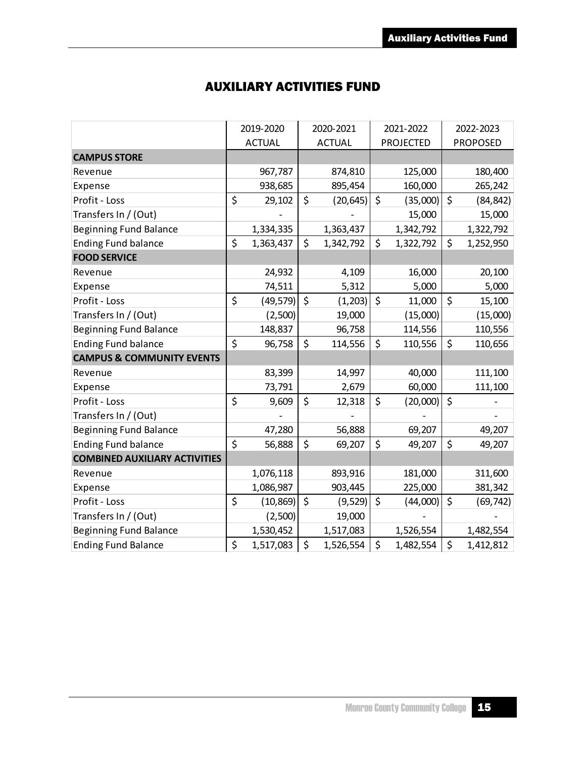# AUXILIARY ACTIVITIES FUND

| | 2019-2020 ACTUAL | 2020-2021 ACTUAL | 2021-2022 PROJECTED | 2022-2023 PROPOSED |
|---|---|---|---|---|
| **CAMPUS STORE** | | | | |
| Revenue | 967,787 | 874,810 | 125,000 | 180,400 |
| Expense | 938,685 | 895,454 | 160,000 | 265,242 |
| Profit - Loss | $ 29,102 | $ (20,645) | $ (35,000) | $ (84,842) |
| Transfers In / (Out) | - | - | 15,000 | 15,000 |
| Beginning Fund Balance | 1,334,335 | 1,363,437 | 1,342,792 | 1,322,792 |
| Ending Fund balance | $ 1,363,437 | $ 1,342,792 | $ 1,322,792 | $ 1,252,950 |
| **FOOD SERVICE** | | | | |
| Revenue | 24,932 | 4,109 | 16,000 | 20,100 |
| Expense | 74,511 | 5,312 | 5,000 | 5,000 |
| Profit - Loss | $ (49,579) | $ (1,203) | $ 11,000 | $ 15,100 |
| Transfers In / (Out) | (2,500) | 19,000 | (15,000) | (15,000) |
| Beginning Fund Balance | 148,837 | 96,758 | 114,556 | 110,556 |
| Ending Fund balance | $ 96,758 | $ 114,556 | $ 110,556 | $ 110,656 |
| **CAMPUS & COMMUNITY EVENTS** | | | | |
| Revenue | 83,399 | 14,997 | 40,000 | 111,100 |
| Expense | 73,791 | 2,679 | 60,000 | 111,100 |
| Profit - Loss | $ 9,609 | $ 12,318 | $ (20,000) | $ - |
| Transfers In / (Out) | - | - | - | - |
| Beginning Fund Balance | 47,280 | 56,888 | 69,207 | 49,207 |
| Ending Fund balance | $ 56,888 | $ 69,207 | $ 49,207 | $ 49,207 |
| **COMBINED AUXILIARY ACTIVITIES** | | | | |
| Revenue | 1,076,118 | 893,916 | 181,000 | 311,600 |
| Expense | 1,086,987 | 903,445 | 225,000 | 381,342 |
| Profit - Loss | $ (10,869) | $ (9,529) | $ (44,000) | $ (69,742) |
| Transfers In / (Out) | (2,500) | 19,000 | - | - |
| Beginning Fund Balance | 1,530,452 | 1,517,083 | 1,526,554 | 1,482,554 |
| Ending Fund Balance | $ 1,517,083 | $ 1,526,554 | $ 1,482,554 | $ 1,412,812 |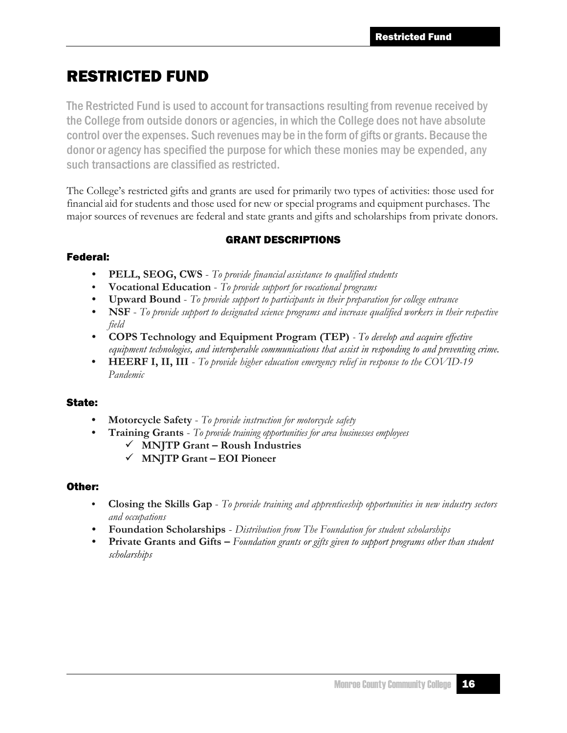# RESTRICTED FUND

The Restricted Fund is used to account for transactions resulting from revenue received by the College from outside donors or agencies, in which the College does not have absolute control over the expenses. Such revenues may be in the form of gifts or grants. Because the donor or agency has specified the purpose for which these monies may be expended, any such transactions are classified as restricted.

The College's restricted gifts and grants are used for primarily two types of activities: those used for financial aid for students and those used for new or special programs and equipment purchases. The major sources of revenues are federal and state grants and gifts and scholarships from private donors.

## GRANT DESCRIPTIONS

### Federal:

- **PELL, SEOG, CWS** - *To provide financial assistance to qualified students*
- **Vocational Education** - *To provide support for vocational programs*
- **Upward Bound** - *To provide support to participants in their preparation for college entrance*
- **NSF** - *To provide support to designated science programs and increase qualified workers in their respective field*
- **COPS Technology and Equipment Program (TEP)** - *To develop and acquire effective equipment technologies, and interoperable communications that assist in responding to and preventing crime.*
- **HEERF I, II, III** - *To provide higher education emergency relief in response to the COVID-19 Pandemic*

### State:

- **Motorcycle Safety** - *To provide instruction for motorcycle safety*
- **Training Grants** - *To provide training opportunities for area businesses employees*
  - ✓ **MNJTP Grant – Roush Industries**
  - ✓ **MNJTP Grant – EOI Pioneer**

### Other:

- **Closing the Skills Gap** - *To provide training and apprenticeship opportunities in new industry sectors and occupations*
- **Foundation Scholarships** - *Distribution from The Foundation for student scholarships*
- **Private Grants and Gifts –** *Foundation grants or gifts given to support programs other than student scholarships*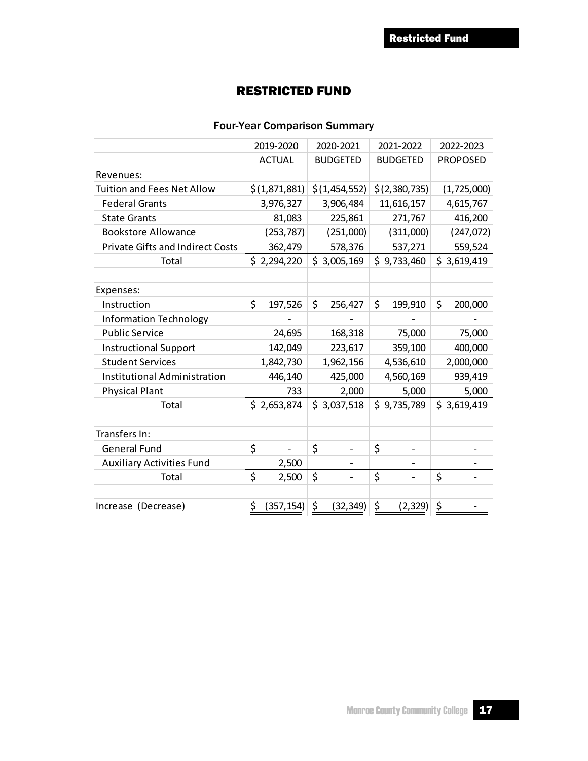# RESTRICTED FUND

## Four-Year Comparison Summary

| | 2019-2020 | 2020-2021 | 2021-2022 | 2022-2023 |
|---|---|---|---|---|
| | ACTUAL | BUDGETED | BUDGETED | PROPOSED |
| Revenues: | | | | |
| Tuition and Fees Net Allow | $(1,871,881) | $(1,454,552) | $(2,380,735) | (1,725,000) |
| Federal Grants | 3,976,327 | 3,906,484 | 11,616,157 | 4,615,767 |
| State Grants | 81,083 | 225,861 | 271,767 | 416,200 |
| Bookstore Allowance | (253,787) | (251,000) | (311,000) | (247,072) |
| Private Gifts and Indirect Costs | 362,479 | 578,376 | 537,271 | 559,524 |
| Total | $ 2,294,220 | $ 3,005,169 | $ 9,733,460 | $ 3,619,419 |
| | | | | |
| Expenses: | | | | |
| Instruction | $ 197,526 | $ 256,427 | $ 199,910 | $ 200,000 |
| Information Technology | - | - | - | - |
| Public Service | 24,695 | 168,318 | 75,000 | 75,000 |
| Instructional Support | 142,049 | 223,617 | 359,100 | 400,000 |
| Student Services | 1,842,730 | 1,962,156 | 4,536,610 | 2,000,000 |
| Institutional Administration | 446,140 | 425,000 | 4,560,169 | 939,419 |
| Physical Plant | 733 | 2,000 | 5,000 | 5,000 |
| Total | $ 2,653,874 | $ 3,037,518 | $ 9,735,789 | $ 3,619,419 |
| | | | | |
| Transfers In: | | | | |
| General Fund | $ - | $ - | $ - | - |
| Auxiliary Activities Fund | 2,500 | - | - | - |
| Total | $ 2,500 | $ - | $ - | $ - |
| | | | | |
| Increase (Decrease) | $ (357,154) | $ (32,349) | $ (2,329) | $ - |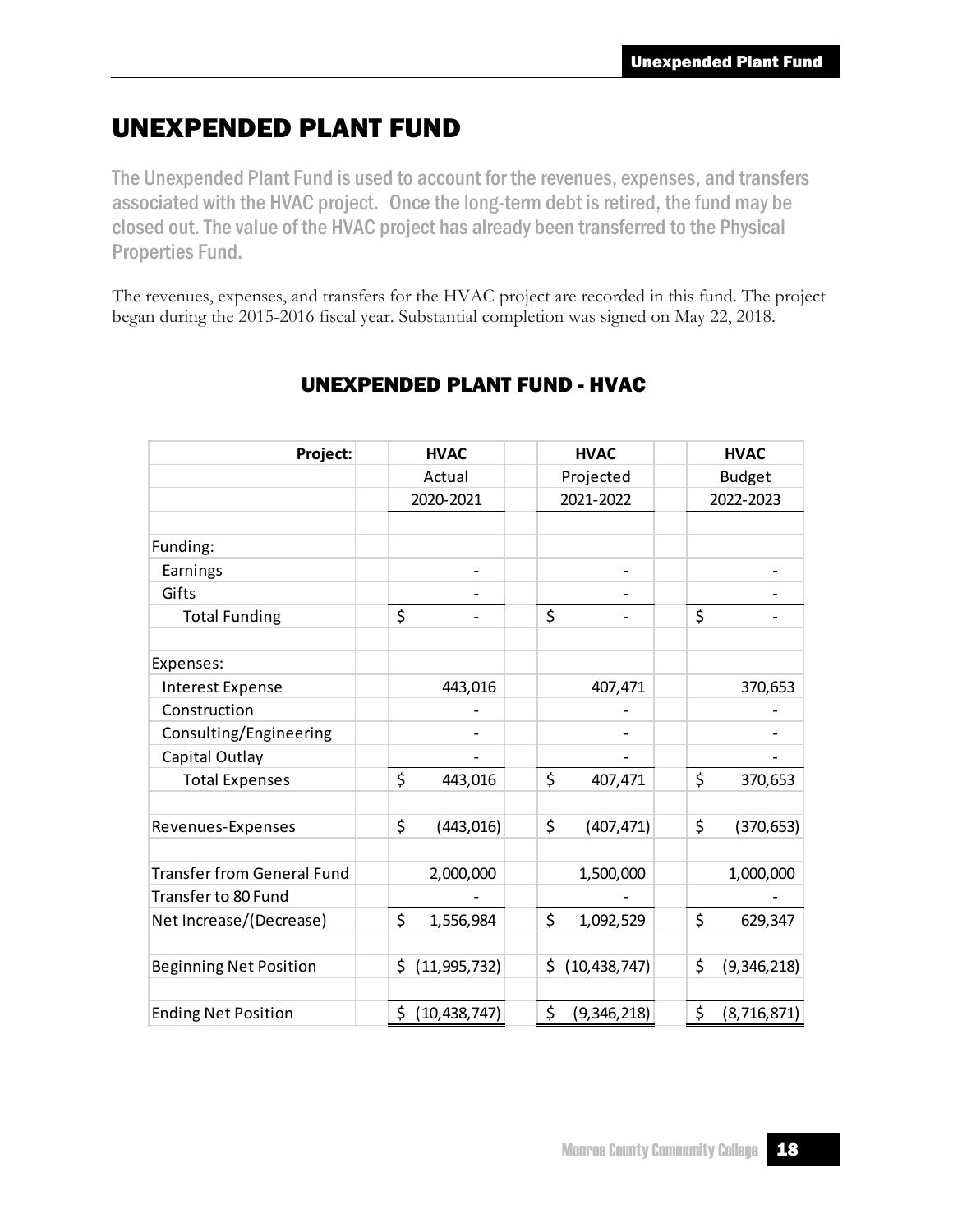# UNEXPENDED PLANT FUND

The Unexpended Plant Fund is used to account for the revenues, expenses, and transfers associated with the HVAC project. Once the long-term debt is retired, the fund may be closed out. The value of the HVAC project has already been transferred to the Physical Properties Fund.

The revenues, expenses, and transfers for the HVAC project are recorded in this fund. The project began during the 2015-2016 fiscal year. Substantial completion was signed on May 22, 2018.

## UNEXPENDED PLANT FUND - HVAC

| Project: | HVAC | HVAC | HVAC |
|---|---|---|---|
| | Actual | Projected | Budget |
| | 2020-2021 | 2021-2022 | 2022-2023 |
| Funding: | | | |
| Earnings | - | - | - |
| Gifts | - | - | - |
| Total Funding | $ - | $ - | $ - |
| Expenses: | | | |
| Interest Expense | 443,016 | 407,471 | 370,653 |
| Construction | - | - | - |
| Consulting/Engineering | - | - | - |
| Capital Outlay | - | - | - |
| Total Expenses | $ 443,016 | $ 407,471 | $ 370,653 |
| Revenues-Expenses | $ (443,016) | $ (407,471) | $ (370,653) |
| Transfer from General Fund | 2,000,000 | 1,500,000 | 1,000,000 |
| Transfer to 80 Fund | - | - | - |
| Net Increase/(Decrease) | $ 1,556,984 | $ 1,092,529 | $ 629,347 |
| Beginning Net Position | $ (11,995,732) | $ (10,438,747) | $ (9,346,218) |
| Ending Net Position | $ (10,438,747) | $ (9,346,218) | $ (8,716,871) |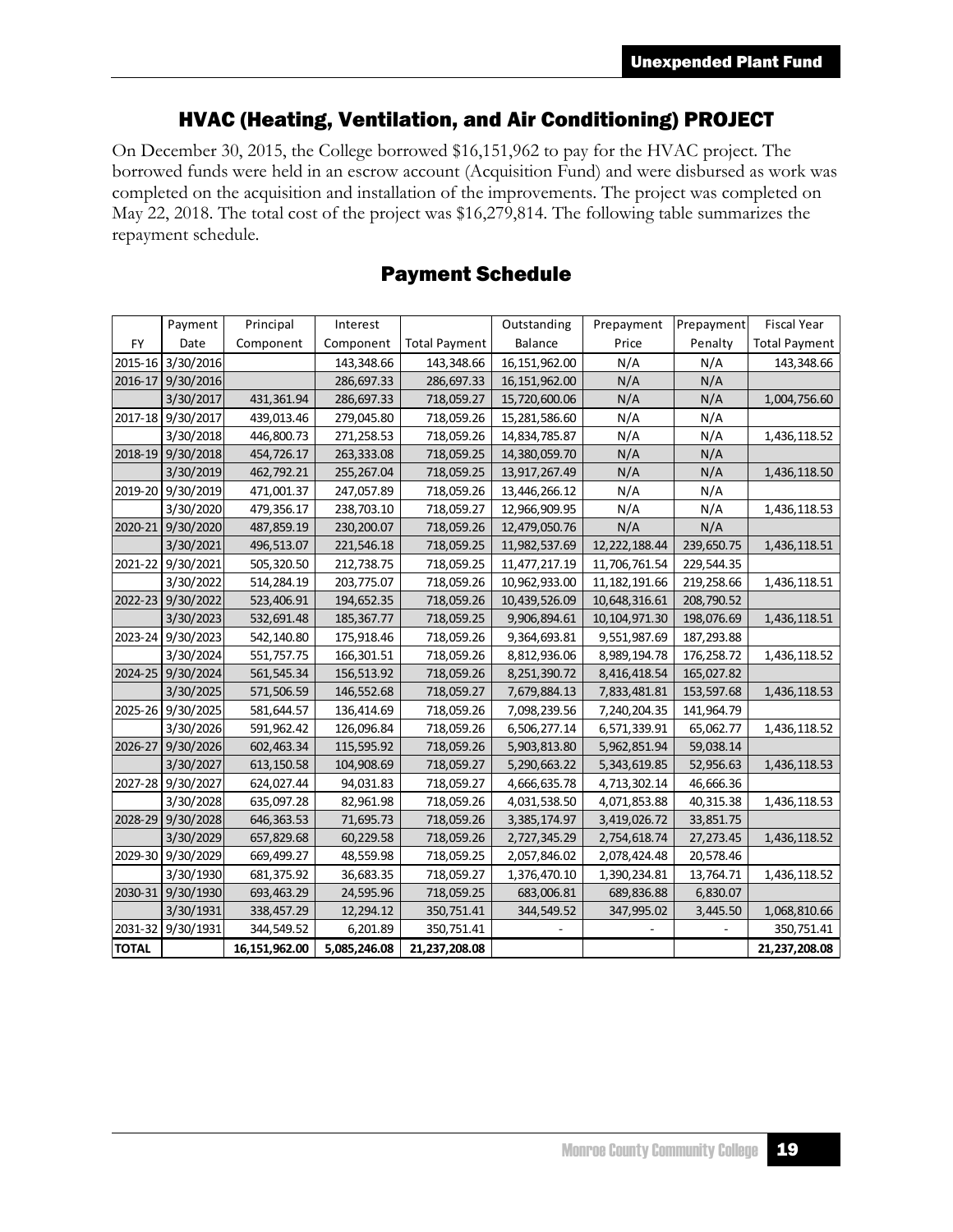## HVAC (Heating, Ventilation, and Air Conditioning) PROJECT

On December 30, 2015, the College borrowed $16,151,962 to pay for the HVAC project. The borrowed funds were held in an escrow account (Acquisition Fund) and were disbursed as work was completed on the acquisition and installation of the improvements. The project was completed on May 22, 2018. The total cost of the project was $16,279,814. The following table summarizes the repayment schedule.

## Payment Schedule

| FY | Payment Date | Principal Component | Interest Component | Total Payment | Outstanding Balance | Prepayment Price | Prepayment Penalty | Fiscal Year Total Payment |
|---|---|---|---|---|---|---|---|---|
| 2015-16 | 3/30/2016 | | 143,348.66 | 143,348.66 | 16,151,962.00 | N/A | N/A | 143,348.66 |
| 2016-17 | 9/30/2016 | | 286,697.33 | 286,697.33 | 16,151,962.00 | N/A | N/A | |
| | 3/30/2017 | 431,361.94 | 286,697.33 | 718,059.27 | 15,720,600.06 | N/A | N/A | 1,004,756.60 |
| 2017-18 | 9/30/2017 | 439,013.46 | 279,045.80 | 718,059.26 | 15,281,586.60 | N/A | N/A | |
| | 3/30/2018 | 446,800.73 | 271,258.53 | 718,059.26 | 14,834,785.87 | N/A | N/A | 1,436,118.52 |
| 2018-19 | 9/30/2018 | 454,726.17 | 263,333.08 | 718,059.25 | 14,380,059.70 | N/A | N/A | |
| | 3/30/2019 | 462,792.21 | 255,267.04 | 718,059.25 | 13,917,267.49 | N/A | N/A | 1,436,118.50 |
| 2019-20 | 9/30/2019 | 471,001.37 | 247,057.89 | 718,059.26 | 13,446,266.12 | N/A | N/A | |
| | 3/30/2020 | 479,356.17 | 238,703.10 | 718,059.27 | 12,966,909.95 | N/A | N/A | 1,436,118.53 |
| 2020-21 | 9/30/2020 | 487,859.19 | 230,200.07 | 718,059.26 | 12,479,050.76 | N/A | N/A | |
| | 3/30/2021 | 496,513.07 | 221,546.18 | 718,059.25 | 11,982,537.69 | 12,222,188.44 | 239,650.75 | 1,436,118.51 |
| 2021-22 | 9/30/2021 | 505,320.50 | 212,738.75 | 718,059.25 | 11,477,217.19 | 11,706,761.54 | 229,544.35 | |
| | 3/30/2022 | 514,284.19 | 203,775.07 | 718,059.26 | 10,962,933.00 | 11,182,191.66 | 219,258.66 | 1,436,118.51 |
| 2022-23 | 9/30/2022 | 523,406.91 | 194,652.35 | 718,059.26 | 10,439,526.09 | 10,648,316.61 | 208,790.52 | |
| | 3/30/2023 | 532,691.48 | 185,367.77 | 718,059.25 | 9,906,894.61 | 10,104,971.30 | 198,076.69 | 1,436,118.51 |
| 2023-24 | 9/30/2023 | 542,140.80 | 175,918.46 | 718,059.26 | 9,364,693.81 | 9,551,987.69 | 187,293.88 | |
| | 3/30/2024 | 551,757.75 | 166,301.51 | 718,059.26 | 8,812,936.06 | 8,989,194.78 | 176,258.72 | 1,436,118.52 |
| 2024-25 | 9/30/2024 | 561,545.34 | 156,513.92 | 718,059.26 | 8,251,390.72 | 8,416,418.54 | 165,027.82 | |
| | 3/30/2025 | 571,506.59 | 146,552.68 | 718,059.27 | 7,679,884.13 | 7,833,481.81 | 153,597.68 | 1,436,118.53 |
| 2025-26 | 9/30/2025 | 581,644.57 | 136,414.69 | 718,059.26 | 7,098,239.56 | 7,240,204.35 | 141,964.79 | |
| | 3/30/2026 | 591,962.42 | 126,096.84 | 718,059.26 | 6,506,277.14 | 6,571,339.91 | 65,062.77 | 1,436,118.52 |
| 2026-27 | 9/30/2026 | 602,463.34 | 115,595.92 | 718,059.26 | 5,903,813.80 | 5,962,851.94 | 59,038.14 | |
| | 3/30/2027 | 613,150.58 | 104,908.69 | 718,059.27 | 5,290,663.22 | 5,343,619.85 | 52,956.63 | 1,436,118.53 |
| 2027-28 | 9/30/2027 | 624,027.44 | 94,031.83 | 718,059.27 | 4,666,635.78 | 4,713,302.14 | 46,666.36 | |
| | 3/30/2028 | 635,097.28 | 82,961.98 | 718,059.26 | 4,031,538.50 | 4,071,853.88 | 40,315.38 | 1,436,118.53 |
| 2028-29 | 9/30/2028 | 646,363.53 | 71,695.73 | 718,059.26 | 3,385,174.97 | 3,419,026.72 | 33,851.75 | |
| | 3/30/2029 | 657,829.68 | 60,229.58 | 718,059.26 | 2,727,345.29 | 2,754,618.74 | 27,273.45 | 1,436,118.52 |
| 2029-30 | 9/30/2029 | 669,499.27 | 48,559.98 | 718,059.25 | 2,057,846.02 | 2,078,424.48 | 20,578.46 | |
| | 3/30/1930 | 681,375.92 | 36,683.35 | 718,059.27 | 1,376,470.10 | 1,390,234.81 | 13,764.71 | 1,436,118.52 |
| 2030-31 | 9/30/1930 | 693,463.29 | 24,595.96 | 718,059.25 | 683,006.81 | 689,836.88 | 6,830.07 | |
| | 3/30/1931 | 338,457.29 | 12,294.12 | 350,751.41 | 344,549.52 | 347,995.02 | 3,445.50 | 1,068,810.66 |
| 2031-32 | 9/30/1931 | 344,549.52 | 6,201.89 | 350,751.41 | - | - | - | 350,751.41 |
| **TOTAL** | | **16,151,962.00** | **5,085,246.08** | **21,237,208.08** | | | | **21,237,208.08** |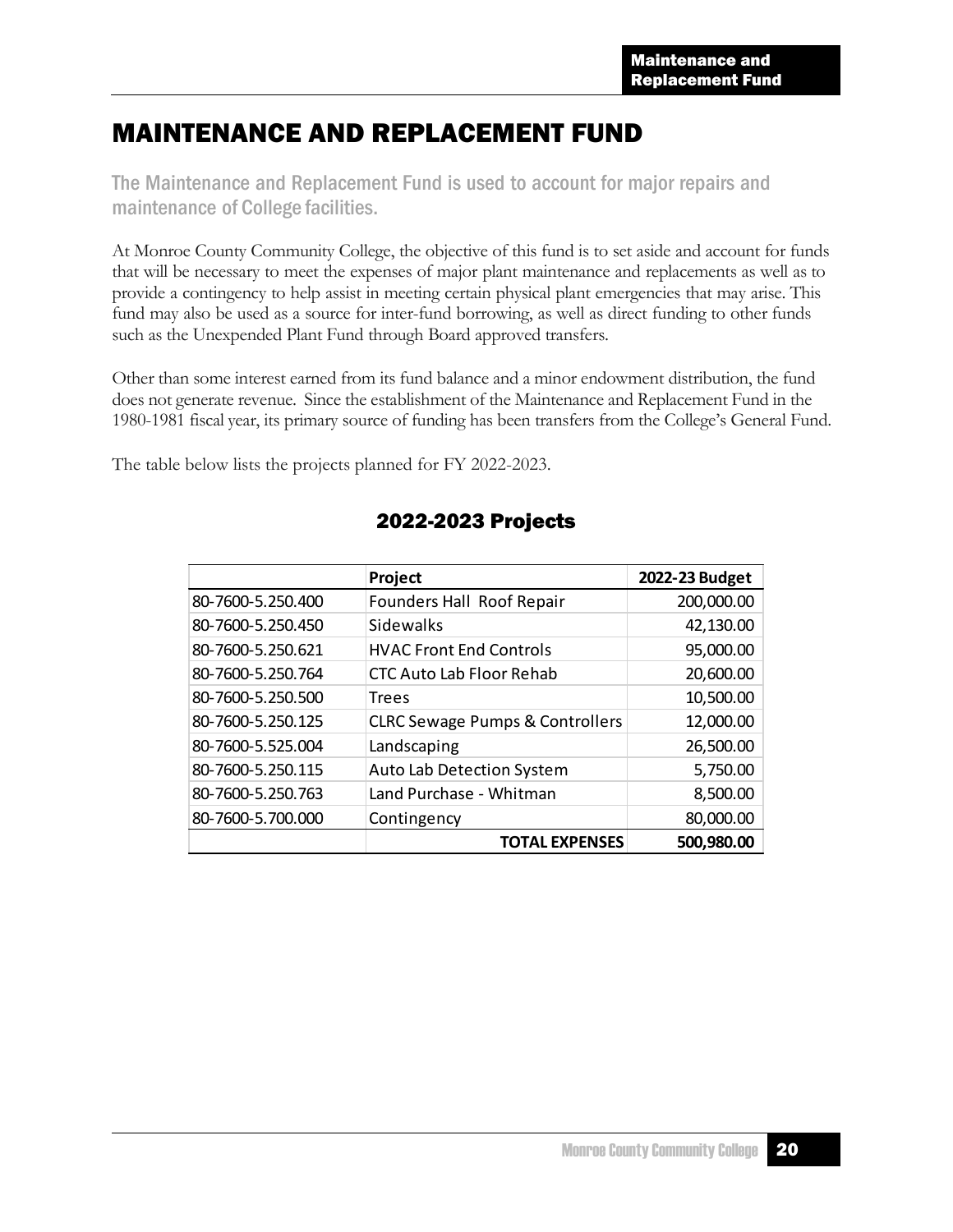# MAINTENANCE AND REPLACEMENT FUND

The Maintenance and Replacement Fund is used to account for major repairs and maintenance of College facilities.

At Monroe County Community College, the objective of this fund is to set aside and account for funds that will be necessary to meet the expenses of major plant maintenance and replacements as well as to provide a contingency to help assist in meeting certain physical plant emergencies that may arise. This fund may also be used as a source for inter-fund borrowing, as well as direct funding to other funds such as the Unexpended Plant Fund through Board approved transfers.

Other than some interest earned from its fund balance and a minor endowment distribution, the fund does not generate revenue. Since the establishment of the Maintenance and Replacement Fund in the 1980-1981 fiscal year, its primary source of funding has been transfers from the College's General Fund.

The table below lists the projects planned for FY 2022-2023.

## 2022-2023 Projects

| | Project | 2022-23 Budget |
|---|---|---|
| 80-7600-5.250.400 | Founders Hall Roof Repair | 200,000.00 |
| 80-7600-5.250.450 | Sidewalks | 42,130.00 |
| 80-7600-5.250.621 | HVAC Front End Controls | 95,000.00 |
| 80-7600-5.250.764 | CTC Auto Lab Floor Rehab | 20,600.00 |
| 80-7600-5.250.500 | Trees | 10,500.00 |
| 80-7600-5.250.125 | CLRC Sewage Pumps & Controllers | 12,000.00 |
| 80-7600-5.525.004 | Landscaping | 26,500.00 |
| 80-7600-5.250.115 | Auto Lab Detection System | 5,750.00 |
| 80-7600-5.250.763 | Land Purchase - Whitman | 8,500.00 |
| 80-7600-5.700.000 | Contingency | 80,000.00 |
| | **TOTAL EXPENSES** | **500,980.00** |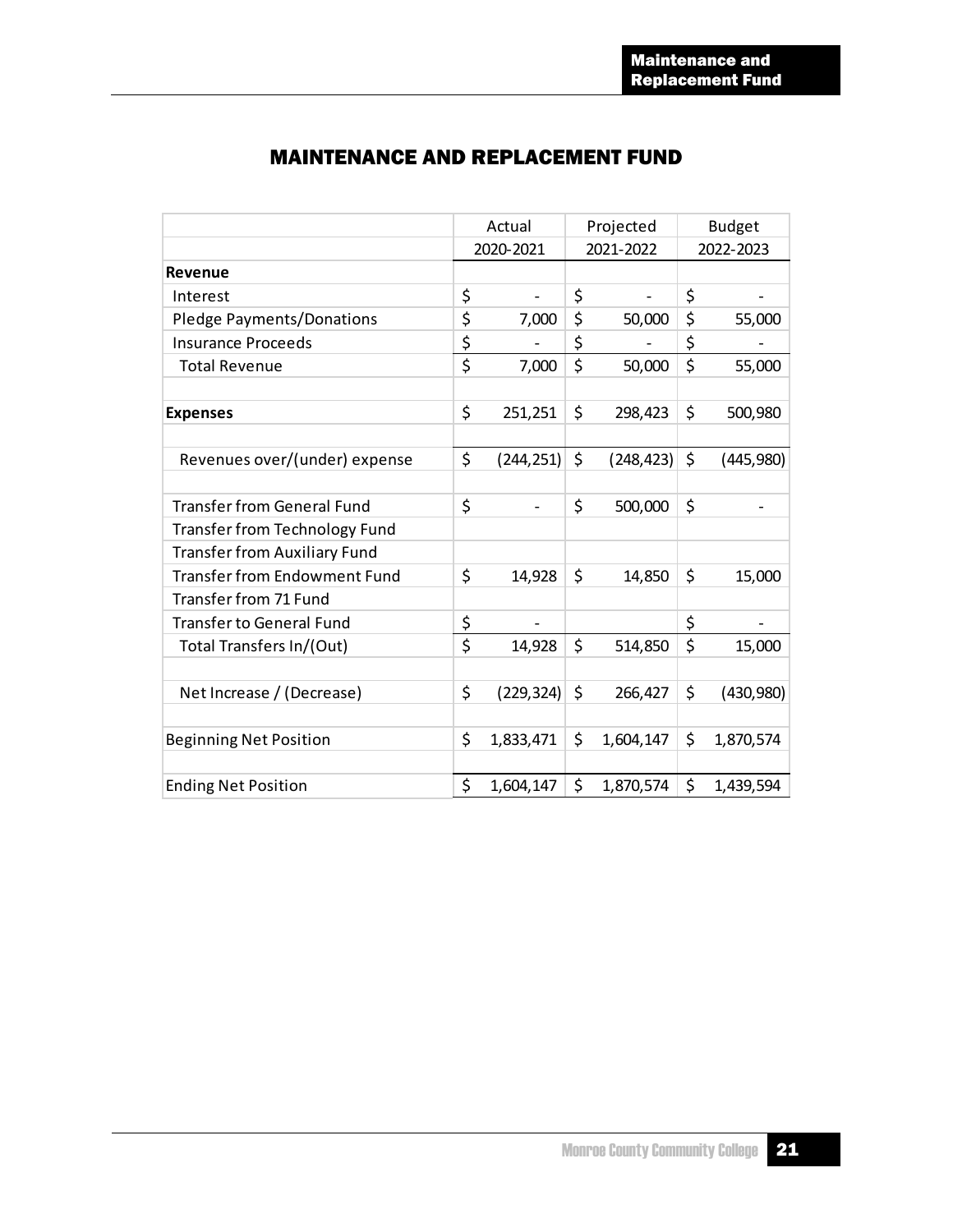# MAINTENANCE AND REPLACEMENT FUND

| | Actual | Projected | Budget |
|---|---|---|---|
| | 2020-2021 | 2021-2022 | 2022-2023 |
| **Revenue** | | | |
| Interest | $ - | $ - | $ - |
| Pledge Payments/Donations | $ 7,000 | $ 50,000 | $ 55,000 |
| Insurance Proceeds | $ - | $ - | $ - |
| Total Revenue | $ 7,000 | $ 50,000 | $ 55,000 |
| | | | |
| **Expenses** | $ 251,251 | $ 298,423 | $ 500,980 |
| | | | |
| Revenues over/(under) expense | $ (244,251) | $ (248,423) | $ (445,980) |
| | | | |
| Transfer from General Fund | $ - | $ 500,000 | $ - |
| Transfer from Technology Fund | | | |
| Transfer from Auxiliary Fund | | | |
| Transfer from Endowment Fund | $ 14,928 | $ 14,850 | $ 15,000 |
| Transfer from 71 Fund | | | |
| Transfer to General Fund | $ - | | $ - |
| Total Transfers In/(Out) | $ 14,928 | $ 514,850 | $ 15,000 |
| | | | |
| Net Increase / (Decrease) | $ (229,324) | $ 266,427 | $ (430,980) |
| | | | |
| Beginning Net Position | $ 1,833,471 | $ 1,604,147 | $ 1,870,574 |
| | | | |
| Ending Net Position | $ 1,604,147 | $ 1,870,574 | $ 1,439,594 |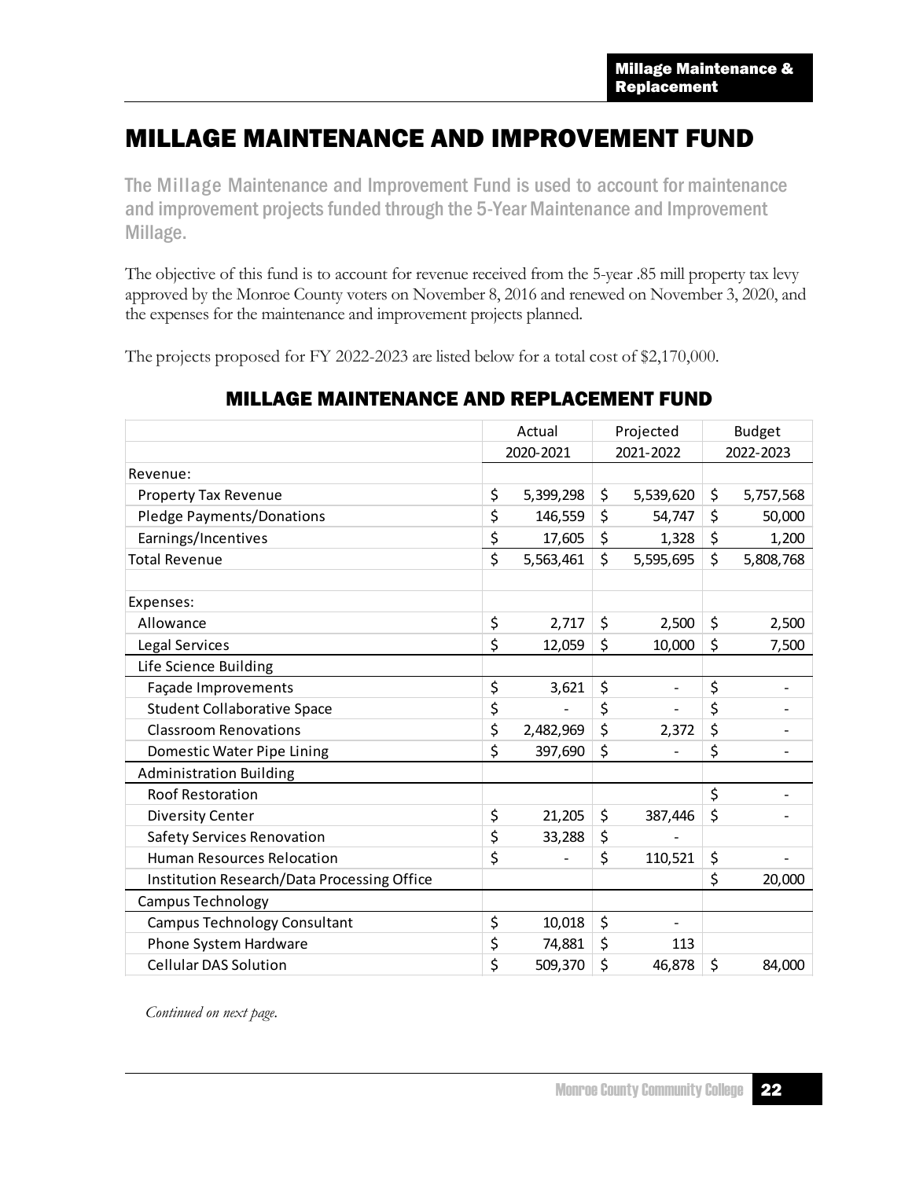# MILLAGE MAINTENANCE AND IMPROVEMENT FUND

The Millage Maintenance and Improvement Fund is used to account for maintenance and improvement projects funded through the 5-Year Maintenance and Improvement Millage.

The objective of this fund is to account for revenue received from the 5-year .85 mill property tax levy approved by the Monroe County voters on November 8, 2016 and renewed on November 3, 2020, and the expenses for the maintenance and improvement projects planned.

The projects proposed for FY 2022-2023 are listed below for a total cost of $2,170,000.

## MILLAGE MAINTENANCE AND REPLACEMENT FUND

| | Actual | Projected | Budget |
|---|---|---|---|
| | 2020-2021 | 2021-2022 | 2022-2023 |
| Revenue: | | | |
| Property Tax Revenue | $ 5,399,298 | $ 5,539,620 | $ 5,757,568 |
| Pledge Payments/Donations | $ 146,559 | $ 54,747 | $ 50,000 |
| Earnings/Incentives | $ 17,605 | $ 1,328 | $ 1,200 |
| Total Revenue | $ 5,563,461 | $ 5,595,695 | $ 5,808,768 |
| | | | |
| Expenses: | | | |
| Allowance | $ 2,717 | $ 2,500 | $ 2,500 |
| Legal Services | $ 12,059 | $ 10,000 | $ 7,500 |
| Life Science Building | | | |
| Façade Improvements | $ 3,621 | $ - | $ - |
| Student Collaborative Space | $ - | $ - | $ - |
| Classroom Renovations | $ 2,482,969 | $ 2,372 | $ - |
| Domestic Water Pipe Lining | $ 397,690 | $ - | $ - |
| Administration Building | | | |
| Roof Restoration | | | $ - |
| Diversity Center | $ 21,205 | $ 387,446 | $ - |
| Safety Services Renovation | $ 33,288 | $ - | |
| Human Resources Relocation | $ - | $ 110,521 | $ - |
| Institution Research/Data Processing Office | | | $ 20,000 |
| Campus Technology | | | |
| Campus Technology Consultant | $ 10,018 | $ - | |
| Phone System Hardware | $ 74,881 | $ 113 | |
| Cellular DAS Solution | $ 509,370 | $ 46,878 | $ 84,000 |

*Continued on next page.*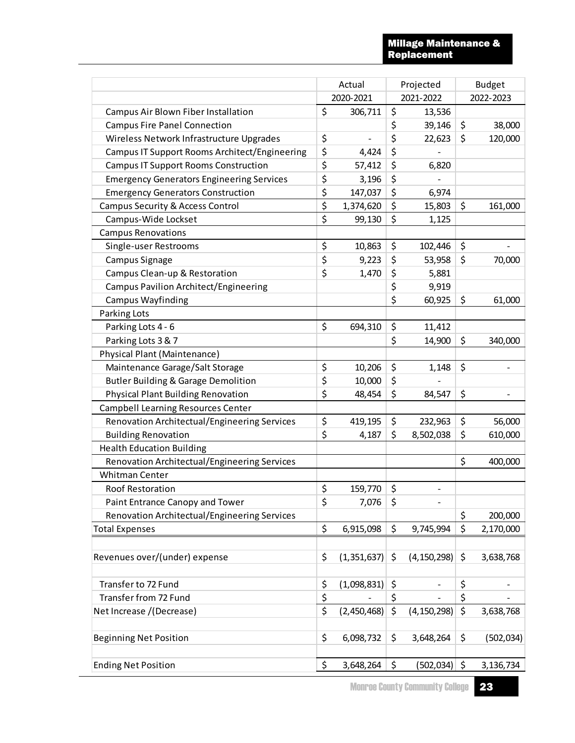## Millage Maintenance & Replacement

| | Actual | Projected | Budget |
|---|---|---|---|
| | 2020-2021 | 2021-2022 | 2022-2023 |
| Campus Air Blown Fiber Installation | $ 306,711 | $ 13,536 | |
| Campus Fire Panel Connection | | $ 39,146 | $ 38,000 |
| Wireless Network Infrastructure Upgrades | $ - | $ 22,623 | $ 120,000 |
| Campus IT Support Rooms Architect/Engineering | $ 4,424 | $ - | |
| Campus IT Support Rooms Construction | $ 57,412 | $ 6,820 | |
| Emergency Generators Engineering Services | $ 3,196 | $ - | |
| Emergency Generators Construction | $ 147,037 | $ 6,974 | |
| Campus Security & Access Control | $ 1,374,620 | $ 15,803 | $ 161,000 |
| Campus-Wide Lockset | $ 99,130 | $ 1,125 | |
| Campus Renovations | | | |
| Single-user Restrooms | $ 10,863 | $ 102,446 | $ - |
| Campus Signage | $ 9,223 | $ 53,958 | $ 70,000 |
| Campus Clean-up & Restoration | $ 1,470 | $ 5,881 | |
| Campus Pavilion Architect/Engineering | | $ 9,919 | |
| Campus Wayfinding | | $ 60,925 | $ 61,000 |
| Parking Lots | | | |
| Parking Lots 4 - 6 | $ 694,310 | $ 11,412 | |
| Parking Lots 3 & 7 | | $ 14,900 | $ 340,000 |
| Physical Plant (Maintenance) | | | |
| Maintenance Garage/Salt Storage | $ 10,206 | $ 1,148 | $ - |
| Butler Building & Garage Demolition | $ 10,000 | $ - | |
| Physical Plant Building Renovation | $ 48,454 | $ 84,547 | $ - |
| Campbell Learning Resources Center | | | |
| Renovation Architectural/Engineering Services | $ 419,195 | $ 232,963 | $ 56,000 |
| Building Renovation | $ 4,187 | $ 8,502,038 | $ 610,000 |
| Health Education Building | | | |
| Renovation Architectual/Engineering Services | | | $ 400,000 |
| Whitman Center | | | |
| Roof Restoration | $ 159,770 | $ - | |
| Paint Entrance Canopy and Tower | $ 7,076 | $ - | |
| Renovation Architectual/Engineering Services | | | $ 200,000 |
| Total Expenses | $ 6,915,098 | $ 9,745,994 | $ 2,170,000 |
| | | | |
| Revenues over/(under) expense | $ (1,351,637) | $ (4,150,298) | $ 3,638,768 |
| | | | |
| Transfer to 72 Fund | $ (1,098,831) | $ - | $ - |
| Transfer from 72 Fund | $ - | $ - | $ - |
| Net Increase /(Decrease) | $ (2,450,468) | $ (4,150,298) | $ 3,638,768 |
| | | | |
| Beginning Net Position | $ 6,098,732 | $ 3,648,264 | $ (502,034) |
| | | | |
| Ending Net Position | $ 3,648,264 | $ (502,034) | $ 3,136,734 |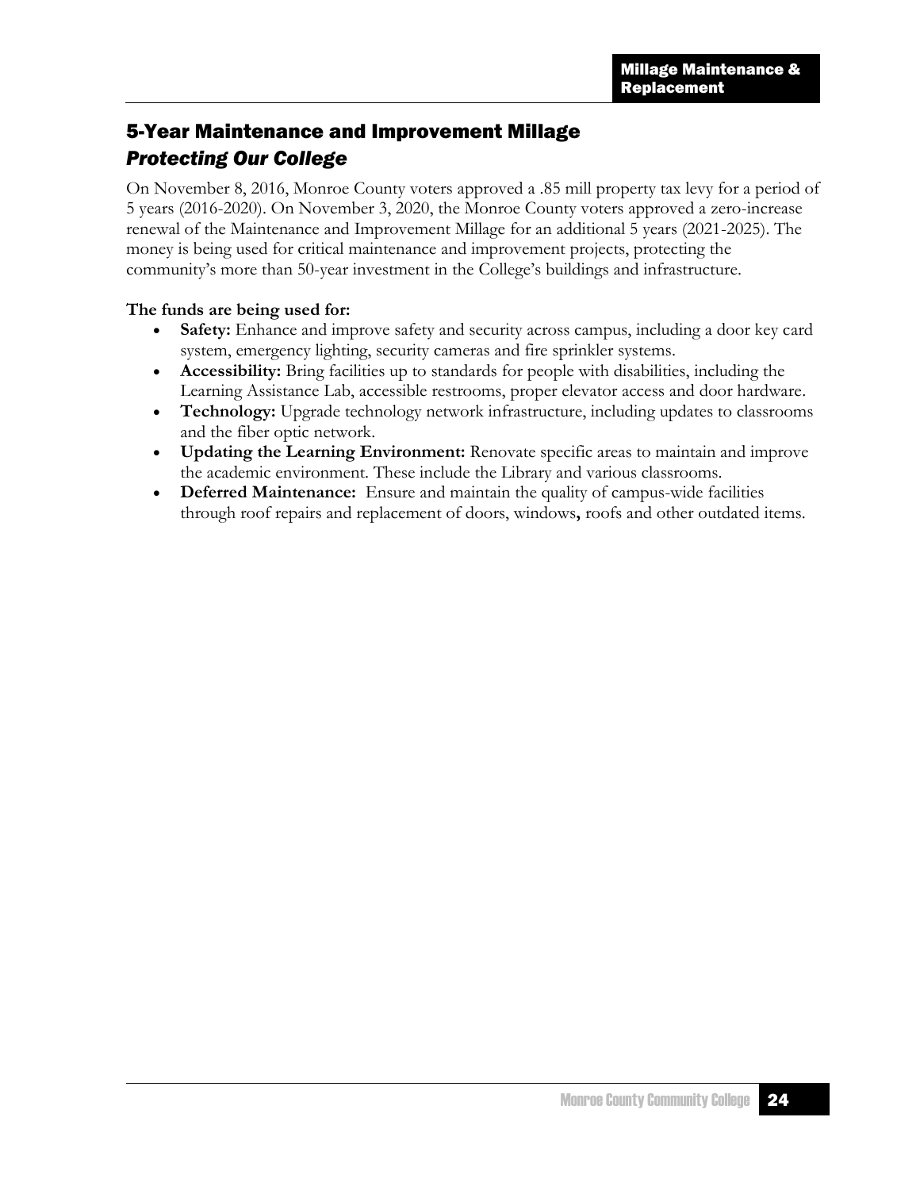## 5-Year Maintenance and Improvement Millage

### *Protecting Our College*

On November 8, 2016, Monroe County voters approved a .85 mill property tax levy for a period of 5 years (2016-2020). On November 3, 2020, the Monroe County voters approved a zero-increase renewal of the Maintenance and Improvement Millage for an additional 5 years (2021-2025). The money is being used for critical maintenance and improvement projects, protecting the community's more than 50-year investment in the College's buildings and infrastructure.

**The funds are being used for:**

- **Safety:** Enhance and improve safety and security across campus, including a door key card system, emergency lighting, security cameras and fire sprinkler systems.
- **Accessibility:** Bring facilities up to standards for people with disabilities, including the Learning Assistance Lab, accessible restrooms, proper elevator access and door hardware.
- **Technology:** Upgrade technology network infrastructure, including updates to classrooms and the fiber optic network.
- **Updating the Learning Environment:** Renovate specific areas to maintain and improve the academic environment. These include the Library and various classrooms.
- **Deferred Maintenance:** Ensure and maintain the quality of campus-wide facilities through roof repairs and replacement of doors, windows**,** roofs and other outdated items.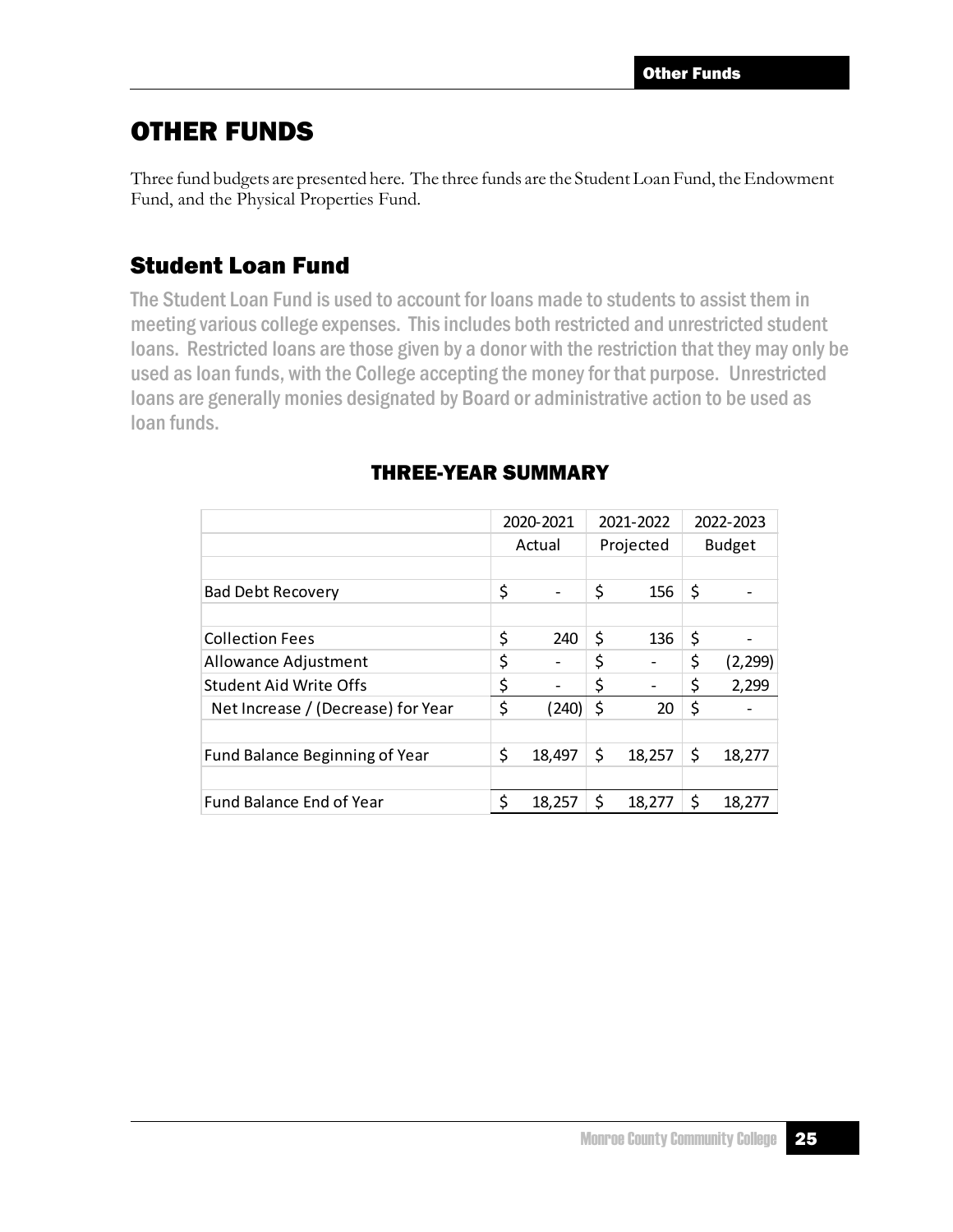# OTHER FUNDS

Three fund budgets are presented here. The three funds are the Student Loan Fund, the Endowment Fund, and the Physical Properties Fund.

## Student Loan Fund

The Student Loan Fund is used to account for loans made to students to assist them in meeting various college expenses. This includes both restricted and unrestricted student loans. Restricted loans are those given by a donor with the restriction that they may only be used as loan funds, with the College accepting the money for that purpose. Unrestricted loans are generally monies designated by Board or administrative action to be used as loan funds.

### THREE-YEAR SUMMARY

| | 2020-2021 Actual | 2021-2022 Projected | 2022-2023 Budget |
|---|---|---|---|
| | | | |
| Bad Debt Recovery | $ - | $ 156 | $ - |
| | | | |
| Collection Fees | $ 240 | $ 136 | $ - |
| Allowance Adjustment | $ - | $ - | $ (2,299) |
| Student Aid Write Offs | $ - | $ - | $ 2,299 |
| Net Increase / (Decrease) for Year | $ (240) | $ 20 | $ - |
| | | | |
| Fund Balance Beginning of Year | $ 18,497 | $ 18,257 | $ 18,277 |
| | | | |
| Fund Balance End of Year | $ 18,257 | $ 18,277 | $ 18,277 |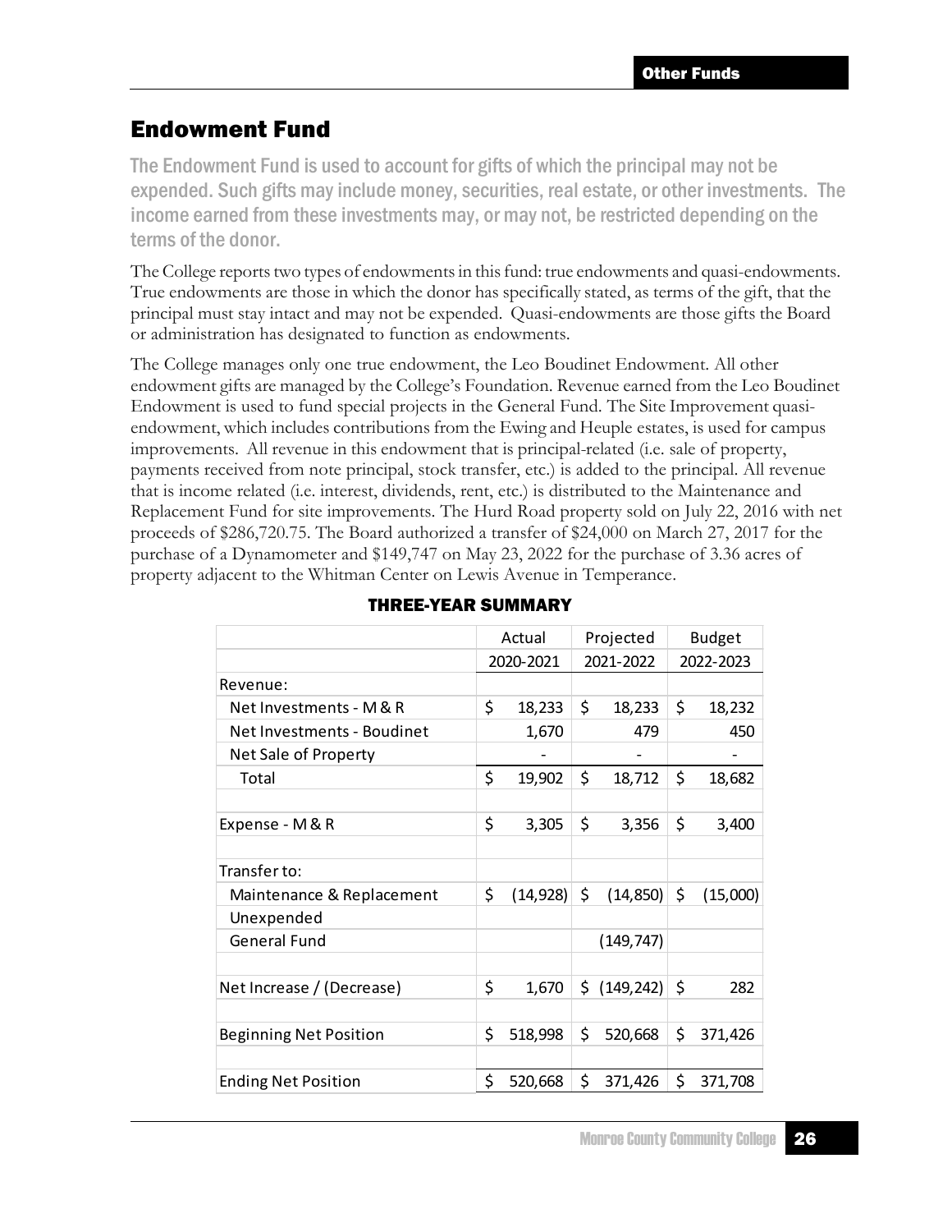## Endowment Fund

The Endowment Fund is used to account for gifts of which the principal may not be expended. Such gifts may include money, securities, real estate, or other investments. The income earned from these investments may, or may not, be restricted depending on the terms of the donor.

The College reports two types of endowments in this fund: true endowments and quasi-endowments. True endowments are those in which the donor has specifically stated, as terms of the gift, that the principal must stay intact and may not be expended. Quasi-endowments are those gifts the Board or administration has designated to function as endowments.

The College manages only one true endowment, the Leo Boudinet Endowment. All other endowment gifts are managed by the College's Foundation. Revenue earned from the Leo Boudinet Endowment is used to fund special projects in the General Fund. The Site Improvement quasi-endowment, which includes contributions from the Ewing and Heuple estates, is used for campus improvements. All revenue in this endowment that is principal-related (i.e. sale of property, payments received from note principal, stock transfer, etc.) is added to the principal. All revenue that is income related (i.e. interest, dividends, rent, etc.) is distributed to the Maintenance and Replacement Fund for site improvements. The Hurd Road property sold on July 22, 2016 with net proceeds of $286,720.75. The Board authorized a transfer of $24,000 on March 27, 2017 for the purchase of a Dynamometer and $149,747 on May 23, 2022 for the purchase of 3.36 acres of property adjacent to the Whitman Center on Lewis Avenue in Temperance.

### THREE-YEAR SUMMARY

| | Actual | Projected | Budget |
|---|---|---|---|
| | 2020-2021 | 2021-2022 | 2022-2023 |
| Revenue: | | | |
| Net Investments - M & R | $ 18,233 | $ 18,233 | $ 18,232 |
| Net Investments - Boudinet | 1,670 | 479 | 450 |
| Net Sale of Property | - | - | - |
| Total | $ 19,902 | $ 18,712 | $ 18,682 |
| | | | |
| Expense - M & R | $ 3,305 | $ 3,356 | $ 3,400 |
| | | | |
| Transfer to: | | | |
| Maintenance & Replacement | $ (14,928) | $ (14,850) | $ (15,000) |
| Unexpended | | | |
| General Fund | | (149,747) | |
| | | | |
| Net Increase / (Decrease) | $ 1,670 | $ (149,242) | $ 282 |
| | | | |
| Beginning Net Position | $ 518,998 | $ 520,668 | $ 371,426 |
| | | | |
| Ending Net Position | $ 520,668 | $ 371,426 | $ 371,708 |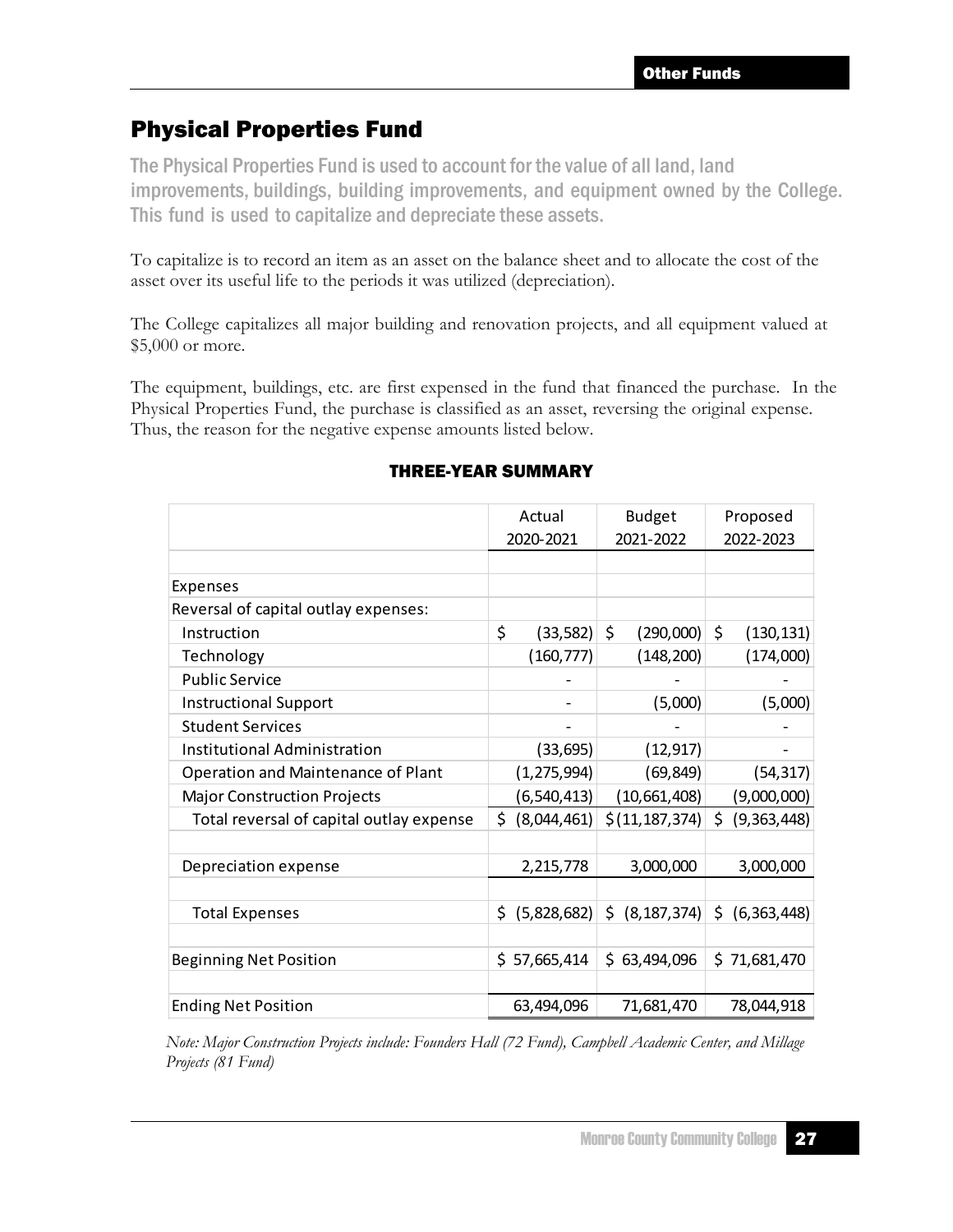# Physical Properties Fund

The Physical Properties Fund is used to account for the value of all land, land improvements, buildings, building improvements, and equipment owned by the College. This fund is used to capitalize and depreciate these assets.

To capitalize is to record an item as an asset on the balance sheet and to allocate the cost of the asset over its useful life to the periods it was utilized (depreciation).

The College capitalizes all major building and renovation projects, and all equipment valued at $5,000 or more.

The equipment, buildings, etc. are first expensed in the fund that financed the purchase. In the Physical Properties Fund, the purchase is classified as an asset, reversing the original expense. Thus, the reason for the negative expense amounts listed below.

### THREE-YEAR SUMMARY

| | Actual 2020-2021 | Budget 2021-2022 | Proposed 2022-2023 |
|---|---|---|---|
| Expenses | | | |
| Reversal of capital outlay expenses: | | | |
| Instruction | $ (33,582) | $ (290,000) | $ (130,131) |
| Technology | (160,777) | (148,200) | (174,000) |
| Public Service | - | - | - |
| Instructional Support | - | (5,000) | (5,000) |
| Student Services | - | - | - |
| Institutional Administration | (33,695) | (12,917) | - |
| Operation and Maintenance of Plant | (1,275,994) | (69,849) | (54,317) |
| Major Construction Projects | (6,540,413) | (10,661,408) | (9,000,000) |
| Total reversal of capital outlay expense | $ (8,044,461) | $ (11,187,374) | $ (9,363,448) |
| | | | |
| Depreciation expense | 2,215,778 | 3,000,000 | 3,000,000 |
| | | | |
| Total Expenses | $ (5,828,682) | $ (8,187,374) | $ (6,363,448) |
| | | | |
| Beginning Net Position | $ 57,665,414 | $ 63,494,096 | $ 71,681,470 |
| | | | |
| Ending Net Position | 63,494,096 | 71,681,470 | 78,044,918 |

*Note: Major Construction Projects include: Founders Hall (72 Fund), Campbell Academic Center, and Millage Projects (81 Fund)*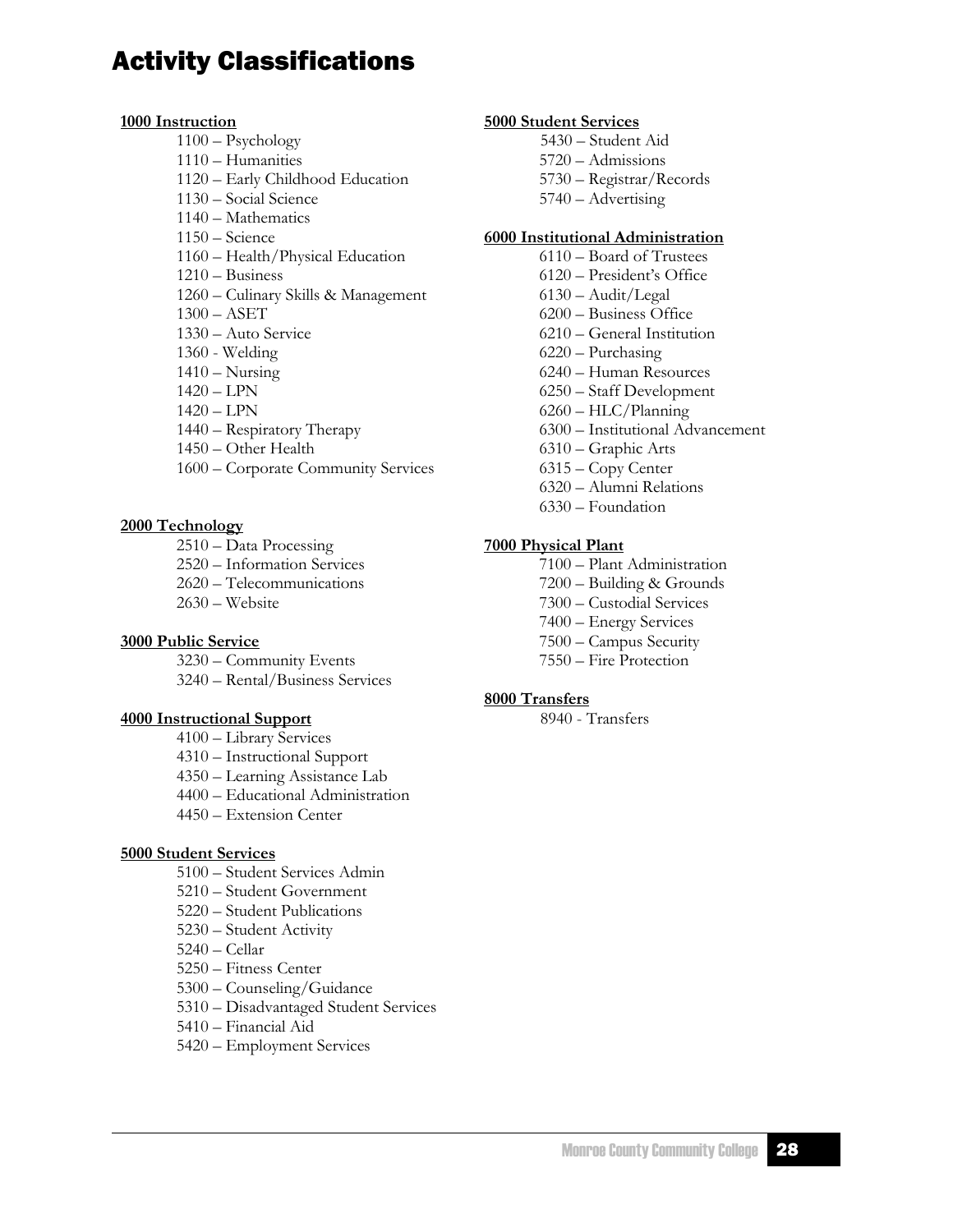# Activity Classifications

**1000 Instruction**

- 1100 – Psychology
- 1110 – Humanities
- 1120 – Early Childhood Education
- 1130 – Social Science
- 1140 – Mathematics
- 1150 – Science
- 1160 – Health/Physical Education
- 1210 – Business
- 1260 – Culinary Skills & Management
- 1300 – ASET
- 1330 – Auto Service
- 1360 - Welding
- 1410 – Nursing
- 1420 – LPN
- 1420 – LPN
- 1440 – Respiratory Therapy
- 1450 – Other Health
- 1600 – Corporate Community Services

**2000 Technology**

- 2510 – Data Processing
- 2520 – Information Services
- 2620 – Telecommunications
- 2630 – Website

**3000 Public Service**

- 3230 – Community Events
- 3240 – Rental/Business Services

**4000 Instructional Support**

- 4100 – Library Services
- 4310 – Instructional Support
- 4350 – Learning Assistance Lab
- 4400 – Educational Administration
- 4450 – Extension Center

**5000 Student Services**

- 5100 – Student Services Admin
- 5210 – Student Government
- 5220 – Student Publications
- 5230 – Student Activity
- 5240 – Cellar
- 5250 – Fitness Center
- 5300 – Counseling/Guidance
- 5310 – Disadvantaged Student Services
- 5410 – Financial Aid
- 5420 – Employment Services

**5000 Student Services**

- 5430 – Student Aid
- 5720 – Admissions
- 5730 – Registrar/Records
- 5740 – Advertising

**6000 Institutional Administration**

- 6110 – Board of Trustees
- 6120 – President's Office
- 6130 – Audit/Legal
- 6200 – Business Office
- 6210 – General Institution
- 6220 – Purchasing
- 6240 – Human Resources
- 6250 – Staff Development
- 6260 – HLC/Planning
- 6300 – Institutional Advancement
- 6310 – Graphic Arts
- 6315 – Copy Center
- 6320 – Alumni Relations
- 6330 – Foundation

**7000 Physical Plant**

- 7100 – Plant Administration
- 7200 – Building & Grounds
- 7300 – Custodial Services
- 7400 – Energy Services
- 7500 – Campus Security
- 7550 – Fire Protection

**8000 Transfers**

- 8940 - Transfers